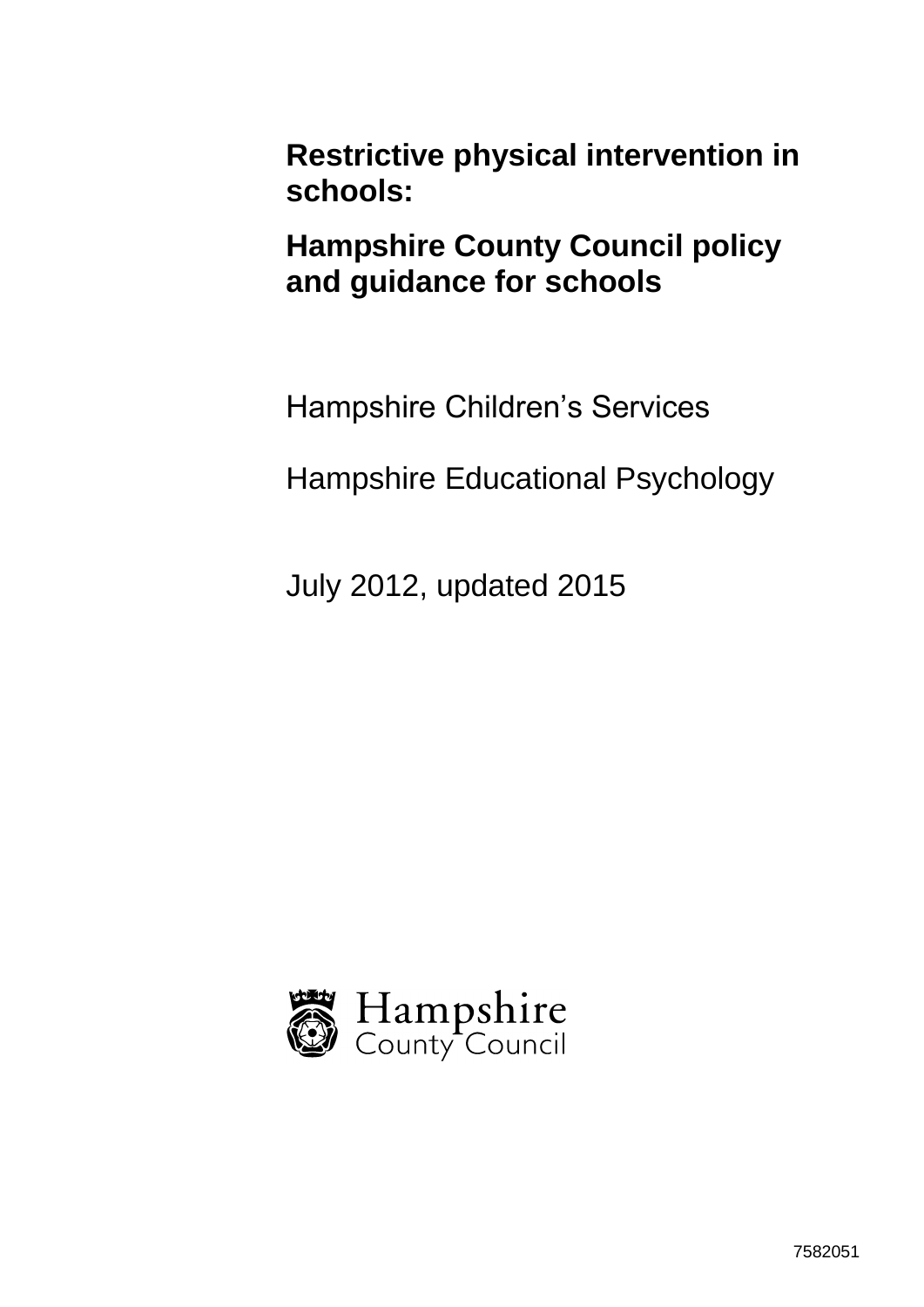# Restrictive physical intervention in schools:

# Hampshire County Council policy and guidance for schools

Hampshire Children's Services

Hampshire Educational Psychology

July 2012, updated 2015

Hampshire County Council

7582051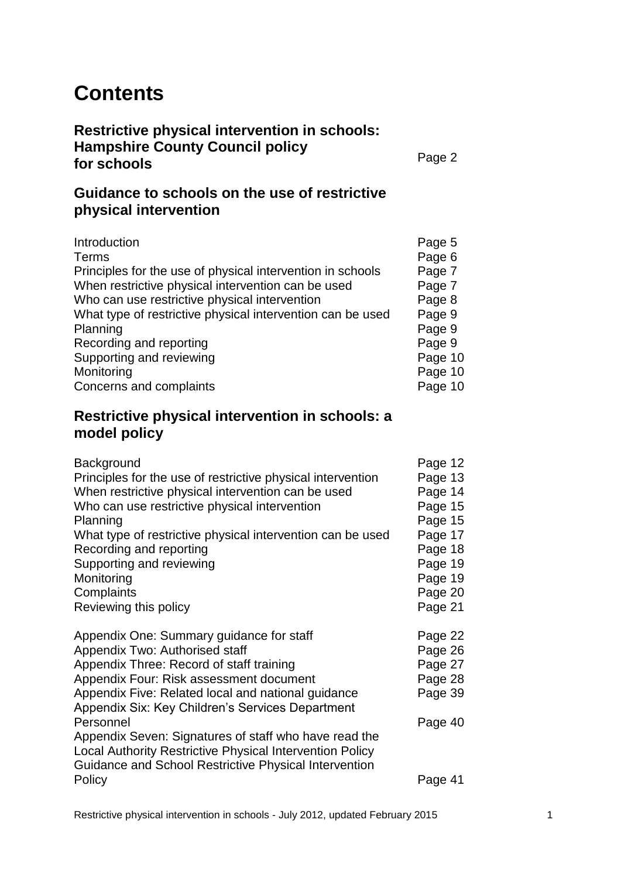# Contents

| **Restrictive physical intervention in schools: Hampshire County Council policy for schools** | Page 2 |
|---|---|

## Guidance to schools on the use of restrictive physical intervention

| | |
|---|---|
| Introduction | Page 5 |
| Terms | Page 6 |
| Principles for the use of physical intervention in schools | Page 7 |
| When restrictive physical intervention can be used | Page 7 |
| Who can use restrictive physical intervention | Page 8 |
| What type of restrictive physical intervention can be used | Page 9 |
| Planning | Page 9 |
| Recording and reporting | Page 9 |
| Supporting and reviewing | Page 10 |
| Monitoring | Page 10 |
| Concerns and complaints | Page 10 |

## Restrictive physical intervention in schools: a model policy

| | |
|---|---|
| Background | Page 12 |
| Principles for the use of restrictive physical intervention | Page 13 |
| When restrictive physical intervention can be used | Page 14 |
| Who can use restrictive physical intervention | Page 15 |
| Planning | Page 15 |
| What type of restrictive physical intervention can be used | Page 17 |
| Recording and reporting | Page 18 |
| Supporting and reviewing | Page 19 |
| Monitoring | Page 19 |
| Complaints | Page 20 |
| Reviewing this policy | Page 21 |
| | |
| Appendix One: Summary guidance for staff | Page 22 |
| Appendix Two: Authorised staff | Page 26 |
| Appendix Three: Record of staff training | Page 27 |
| Appendix Four: Risk assessment document | Page 28 |
| Appendix Five: Related local and national guidance | Page 39 |
| Appendix Six: Key Children's Services Department Personnel | Page 40 |
| Appendix Seven: Signatures of staff who have read the Local Authority Restrictive Physical Intervention Policy Guidance and School Restrictive Physical Intervention Policy | Page 41 |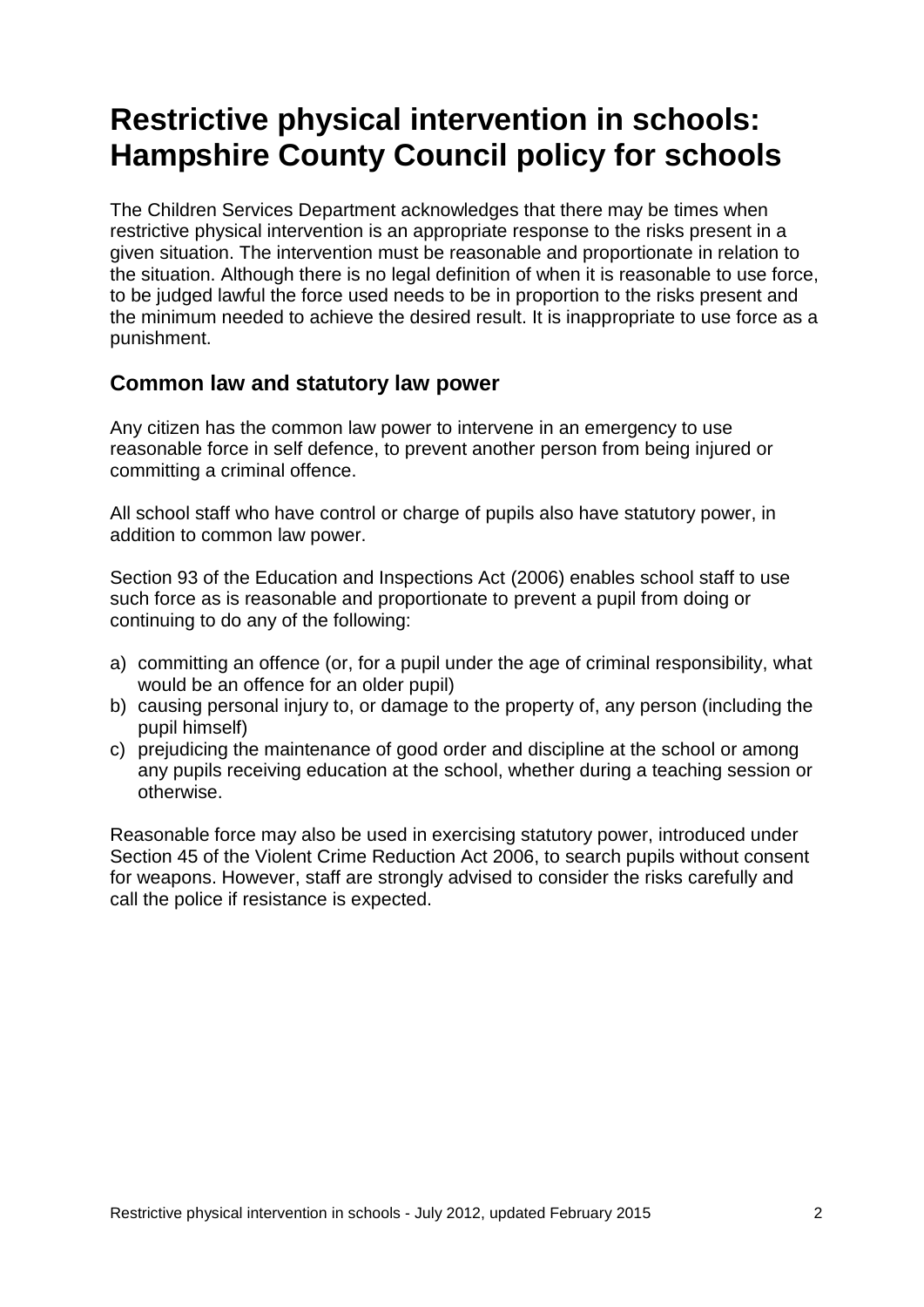# Restrictive physical intervention in schools: Hampshire County Council policy for schools

The Children Services Department acknowledges that there may be times when restrictive physical intervention is an appropriate response to the risks present in a given situation. The intervention must be reasonable and proportionate in relation to the situation. Although there is no legal definition of when it is reasonable to use force, to be judged lawful the force used needs to be in proportion to the risks present and the minimum needed to achieve the desired result. It is inappropriate to use force as a punishment.

## Common law and statutory law power

Any citizen has the common law power to intervene in an emergency to use reasonable force in self defence, to prevent another person from being injured or committing a criminal offence.

All school staff who have control or charge of pupils also have statutory power, in addition to common law power.

Section 93 of the Education and Inspections Act (2006) enables school staff to use such force as is reasonable and proportionate to prevent a pupil from doing or continuing to do any of the following:

a) committing an offence (or, for a pupil under the age of criminal responsibility, what would be an offence for an older pupil)
b) causing personal injury to, or damage to the property of, any person (including the pupil himself)
c) prejudicing the maintenance of good order and discipline at the school or among any pupils receiving education at the school, whether during a teaching session or otherwise.

Reasonable force may also be used in exercising statutory power, introduced under Section 45 of the Violent Crime Reduction Act 2006, to search pupils without consent for weapons. However, staff are strongly advised to consider the risks carefully and call the police if resistance is expected.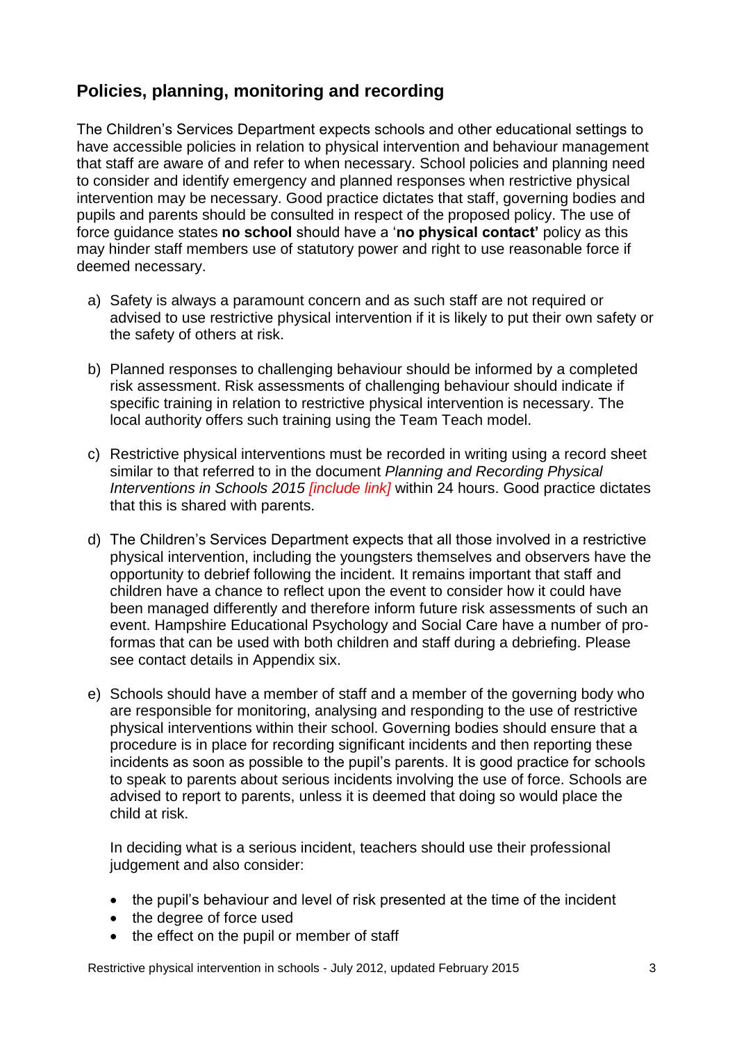## Policies, planning, monitoring and recording

The Children's Services Department expects schools and other educational settings to have accessible policies in relation to physical intervention and behaviour management that staff are aware of and refer to when necessary. School policies and planning need to consider and identify emergency and planned responses when restrictive physical intervention may be necessary. Good practice dictates that staff, governing bodies and pupils and parents should be consulted in respect of the proposed policy. The use of force guidance states **no school** should have a '**no physical contact'** policy as this may hinder staff members use of statutory power and right to use reasonable force if deemed necessary.

a) Safety is always a paramount concern and as such staff are not required or advised to use restrictive physical intervention if it is likely to put their own safety or the safety of others at risk.

b) Planned responses to challenging behaviour should be informed by a completed risk assessment. Risk assessments of challenging behaviour should indicate if specific training in relation to restrictive physical intervention is necessary. The local authority offers such training using the Team Teach model.

c) Restrictive physical interventions must be recorded in writing using a record sheet similar to that referred to in the document *Planning and Recording Physical Interventions in Schools 2015 [include link]* within 24 hours. Good practice dictates that this is shared with parents.

d) The Children's Services Department expects that all those involved in a restrictive physical intervention, including the youngsters themselves and observers have the opportunity to debrief following the incident. It remains important that staff and children have a chance to reflect upon the event to consider how it could have been managed differently and therefore inform future risk assessments of such an event. Hampshire Educational Psychology and Social Care have a number of pro-formas that can be used with both children and staff during a debriefing. Please see contact details in Appendix six.

e) Schools should have a member of staff and a member of the governing body who are responsible for monitoring, analysing and responding to the use of restrictive physical interventions within their school. Governing bodies should ensure that a procedure is in place for recording significant incidents and then reporting these incidents as soon as possible to the pupil's parents. It is good practice for schools to speak to parents about serious incidents involving the use of force. Schools are advised to report to parents, unless it is deemed that doing so would place the child at risk.

   In deciding what is a serious incident, teachers should use their professional judgement and also consider:

   - the pupil's behaviour and level of risk presented at the time of the incident
   - the degree of force used
   - the effect on the pupil or member of staff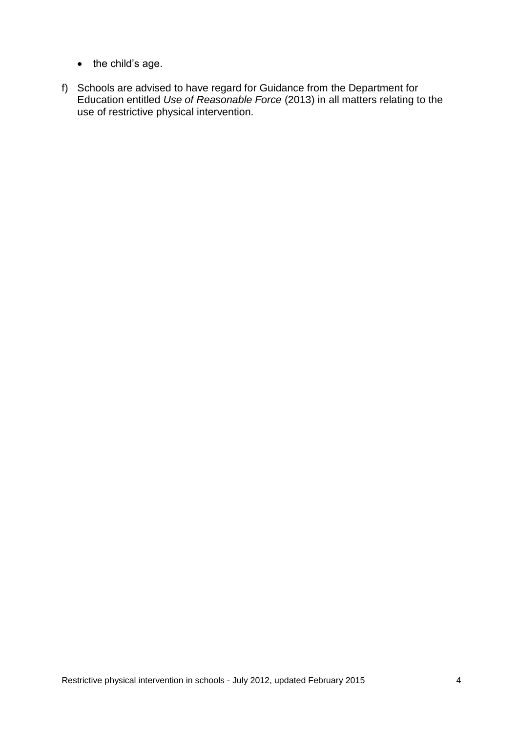- the child's age.

f) Schools are advised to have regard for Guidance from the Department for Education entitled *Use of Reasonable Force* (2013) in all matters relating to the use of restrictive physical intervention.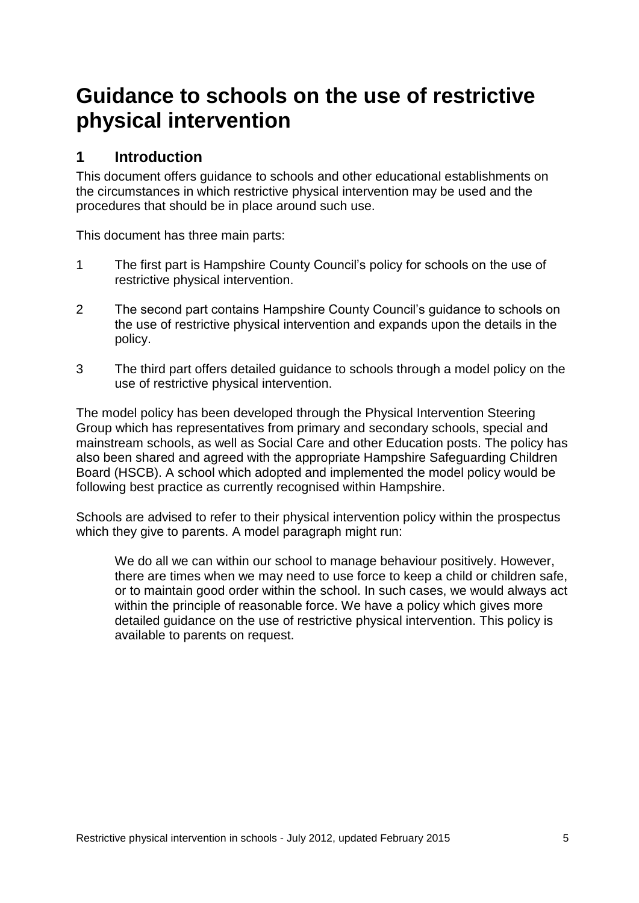# Guidance to schools on the use of restrictive physical intervention

## 1 Introduction

This document offers guidance to schools and other educational establishments on the circumstances in which restrictive physical intervention may be used and the procedures that should be in place around such use.

This document has three main parts:

1. The first part is Hampshire County Council's policy for schools on the use of restrictive physical intervention.
2. The second part contains Hampshire County Council's guidance to schools on the use of restrictive physical intervention and expands upon the details in the policy.
3. The third part offers detailed guidance to schools through a model policy on the use of restrictive physical intervention.

The model policy has been developed through the Physical Intervention Steering Group which has representatives from primary and secondary schools, special and mainstream schools, as well as Social Care and other Education posts. The policy has also been shared and agreed with the appropriate Hampshire Safeguarding Children Board (HSCB). A school which adopted and implemented the model policy would be following best practice as currently recognised within Hampshire.

Schools are advised to refer to their physical intervention policy within the prospectus which they give to parents. A model paragraph might run:

> We do all we can within our school to manage behaviour positively. However, there are times when we may need to use force to keep a child or children safe, or to maintain good order within the school. In such cases, we would always act within the principle of reasonable force. We have a policy which gives more detailed guidance on the use of restrictive physical intervention. This policy is available to parents on request.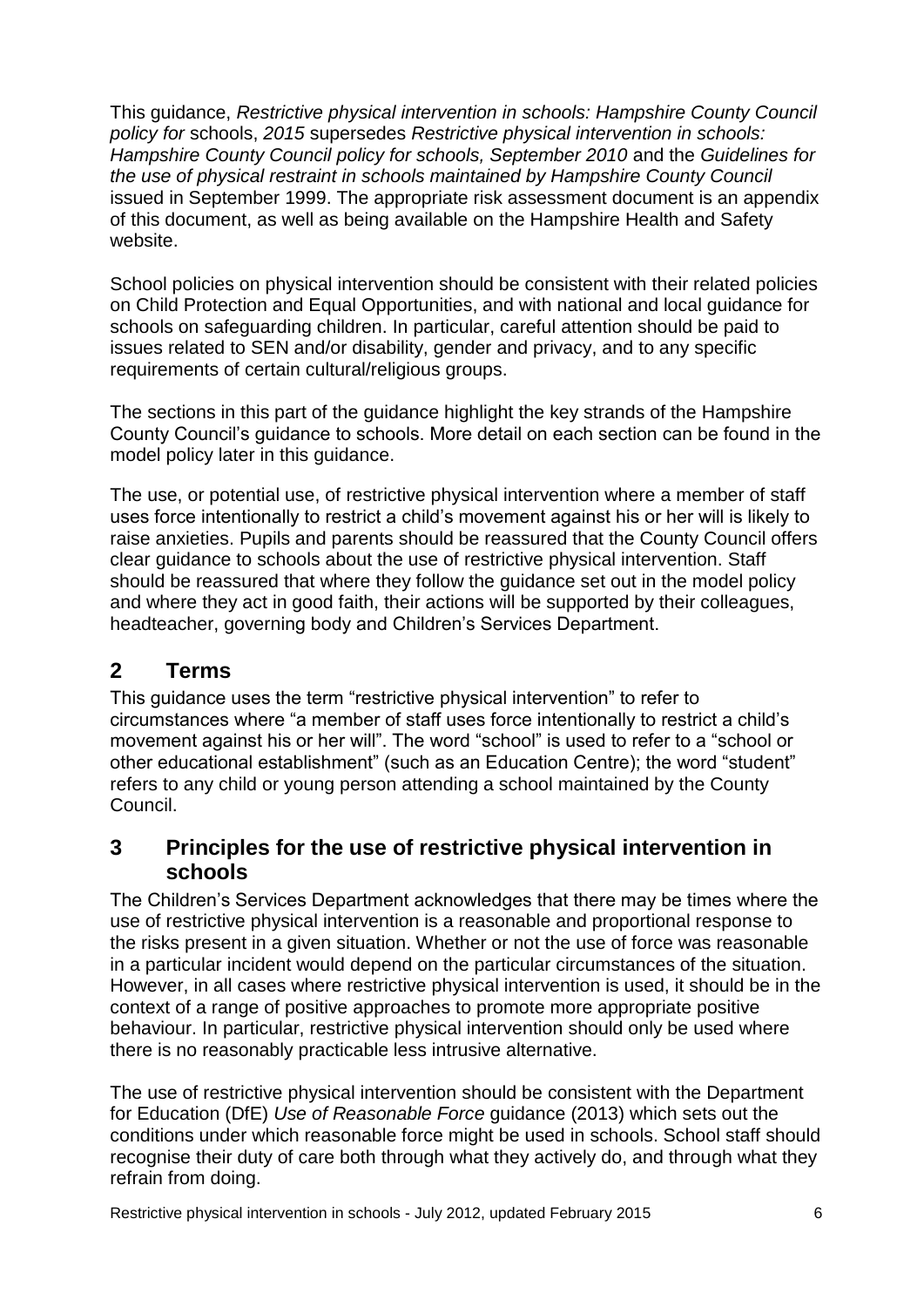This guidance, *Restrictive physical intervention in schools: Hampshire County Council policy for* schools, *2015* supersedes *Restrictive physical intervention in schools: Hampshire County Council policy for schools, September 2010* and the *Guidelines for the use of physical restraint in schools maintained by Hampshire County Council* issued in September 1999. The appropriate risk assessment document is an appendix of this document, as well as being available on the Hampshire Health and Safety website.

School policies on physical intervention should be consistent with their related policies on Child Protection and Equal Opportunities, and with national and local guidance for schools on safeguarding children. In particular, careful attention should be paid to issues related to SEN and/or disability, gender and privacy, and to any specific requirements of certain cultural/religious groups.

The sections in this part of the guidance highlight the key strands of the Hampshire County Council's guidance to schools. More detail on each section can be found in the model policy later in this guidance.

The use, or potential use, of restrictive physical intervention where a member of staff uses force intentionally to restrict a child's movement against his or her will is likely to raise anxieties. Pupils and parents should be reassured that the County Council offers clear guidance to schools about the use of restrictive physical intervention. Staff should be reassured that where they follow the guidance set out in the model policy and where they act in good faith, their actions will be supported by their colleagues, headteacher, governing body and Children's Services Department.

## 2 Terms

This guidance uses the term "restrictive physical intervention" to refer to circumstances where "a member of staff uses force intentionally to restrict a child's movement against his or her will". The word "school" is used to refer to a "school or other educational establishment" (such as an Education Centre); the word "student" refers to any child or young person attending a school maintained by the County Council.

## 3 Principles for the use of restrictive physical intervention in schools

The Children's Services Department acknowledges that there may be times where the use of restrictive physical intervention is a reasonable and proportional response to the risks present in a given situation. Whether or not the use of force was reasonable in a particular incident would depend on the particular circumstances of the situation. However, in all cases where restrictive physical intervention is used, it should be in the context of a range of positive approaches to promote more appropriate positive behaviour. In particular, restrictive physical intervention should only be used where there is no reasonably practicable less intrusive alternative.

The use of restrictive physical intervention should be consistent with the Department for Education (DfE) *Use of Reasonable Force* guidance (2013) which sets out the conditions under which reasonable force might be used in schools. School staff should recognise their duty of care both through what they actively do, and through what they refrain from doing.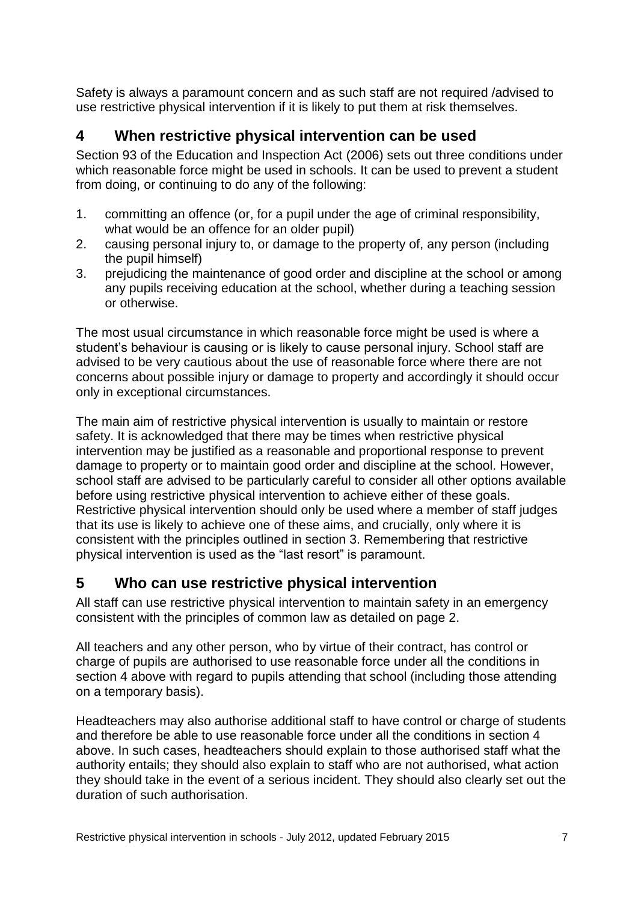Safety is always a paramount concern and as such staff are not required /advised to use restrictive physical intervention if it is likely to put them at risk themselves.

## 4 When restrictive physical intervention can be used

Section 93 of the Education and Inspection Act (2006) sets out three conditions under which reasonable force might be used in schools. It can be used to prevent a student from doing, or continuing to do any of the following:

1. committing an offence (or, for a pupil under the age of criminal responsibility, what would be an offence for an older pupil)
2. causing personal injury to, or damage to the property of, any person (including the pupil himself)
3. prejudicing the maintenance of good order and discipline at the school or among any pupils receiving education at the school, whether during a teaching session or otherwise.

The most usual circumstance in which reasonable force might be used is where a student's behaviour is causing or is likely to cause personal injury. School staff are advised to be very cautious about the use of reasonable force where there are not concerns about possible injury or damage to property and accordingly it should occur only in exceptional circumstances.

The main aim of restrictive physical intervention is usually to maintain or restore safety. It is acknowledged that there may be times when restrictive physical intervention may be justified as a reasonable and proportional response to prevent damage to property or to maintain good order and discipline at the school. However, school staff are advised to be particularly careful to consider all other options available before using restrictive physical intervention to achieve either of these goals. Restrictive physical intervention should only be used where a member of staff judges that its use is likely to achieve one of these aims, and crucially, only where it is consistent with the principles outlined in section 3. Remembering that restrictive physical intervention is used as the "last resort" is paramount.

## 5 Who can use restrictive physical intervention

All staff can use restrictive physical intervention to maintain safety in an emergency consistent with the principles of common law as detailed on page 2.

All teachers and any other person, who by virtue of their contract, has control or charge of pupils are authorised to use reasonable force under all the conditions in section 4 above with regard to pupils attending that school (including those attending on a temporary basis).

Headteachers may also authorise additional staff to have control or charge of students and therefore be able to use reasonable force under all the conditions in section 4 above. In such cases, headteachers should explain to those authorised staff what the authority entails; they should also explain to staff who are not authorised, what action they should take in the event of a serious incident. They should also clearly set out the duration of such authorisation.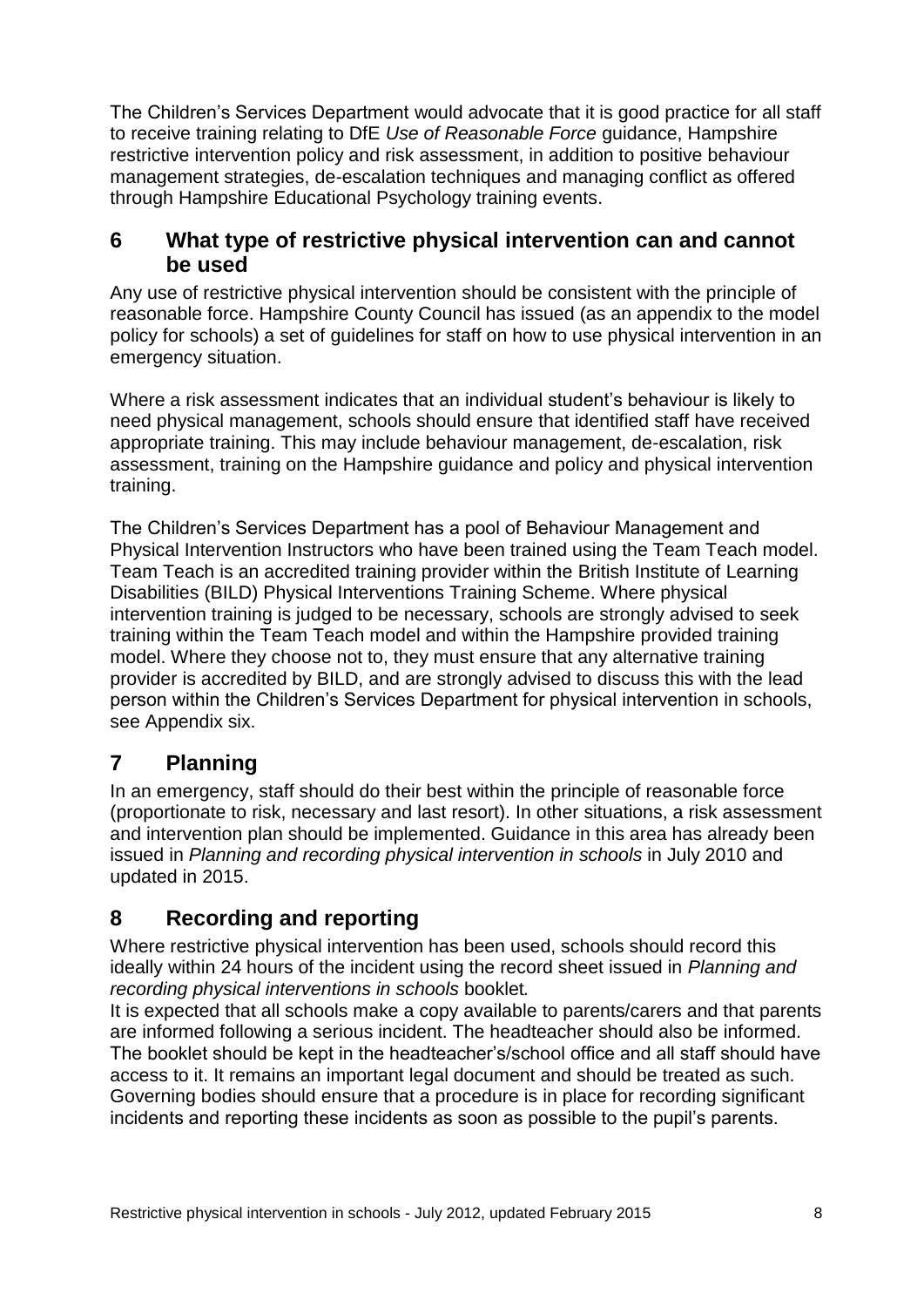The Children's Services Department would advocate that it is good practice for all staff to receive training relating to DfE *Use of Reasonable Force* guidance, Hampshire restrictive intervention policy and risk assessment, in addition to positive behaviour management strategies, de-escalation techniques and managing conflict as offered through Hampshire Educational Psychology training events.

## 6 What type of restrictive physical intervention can and cannot be used

Any use of restrictive physical intervention should be consistent with the principle of reasonable force. Hampshire County Council has issued (as an appendix to the model policy for schools) a set of guidelines for staff on how to use physical intervention in an emergency situation.

Where a risk assessment indicates that an individual student's behaviour is likely to need physical management, schools should ensure that identified staff have received appropriate training. This may include behaviour management, de-escalation, risk assessment, training on the Hampshire guidance and policy and physical intervention training.

The Children's Services Department has a pool of Behaviour Management and Physical Intervention Instructors who have been trained using the Team Teach model. Team Teach is an accredited training provider within the British Institute of Learning Disabilities (BILD) Physical Interventions Training Scheme. Where physical intervention training is judged to be necessary, schools are strongly advised to seek training within the Team Teach model and within the Hampshire provided training model. Where they choose not to, they must ensure that any alternative training provider is accredited by BILD, and are strongly advised to discuss this with the lead person within the Children's Services Department for physical intervention in schools, see Appendix six.

## 7 Planning

In an emergency, staff should do their best within the principle of reasonable force (proportionate to risk, necessary and last resort). In other situations, a risk assessment and intervention plan should be implemented. Guidance in this area has already been issued in *Planning and recording physical intervention in schools* in July 2010 and updated in 2015.

## 8 Recording and reporting

Where restrictive physical intervention has been used, schools should record this ideally within 24 hours of the incident using the record sheet issued in *Planning and recording physical interventions in schools* booklet.

It is expected that all schools make a copy available to parents/carers and that parents are informed following a serious incident. The headteacher should also be informed. The booklet should be kept in the headteacher's/school office and all staff should have access to it. It remains an important legal document and should be treated as such. Governing bodies should ensure that a procedure is in place for recording significant incidents and reporting these incidents as soon as possible to the pupil's parents.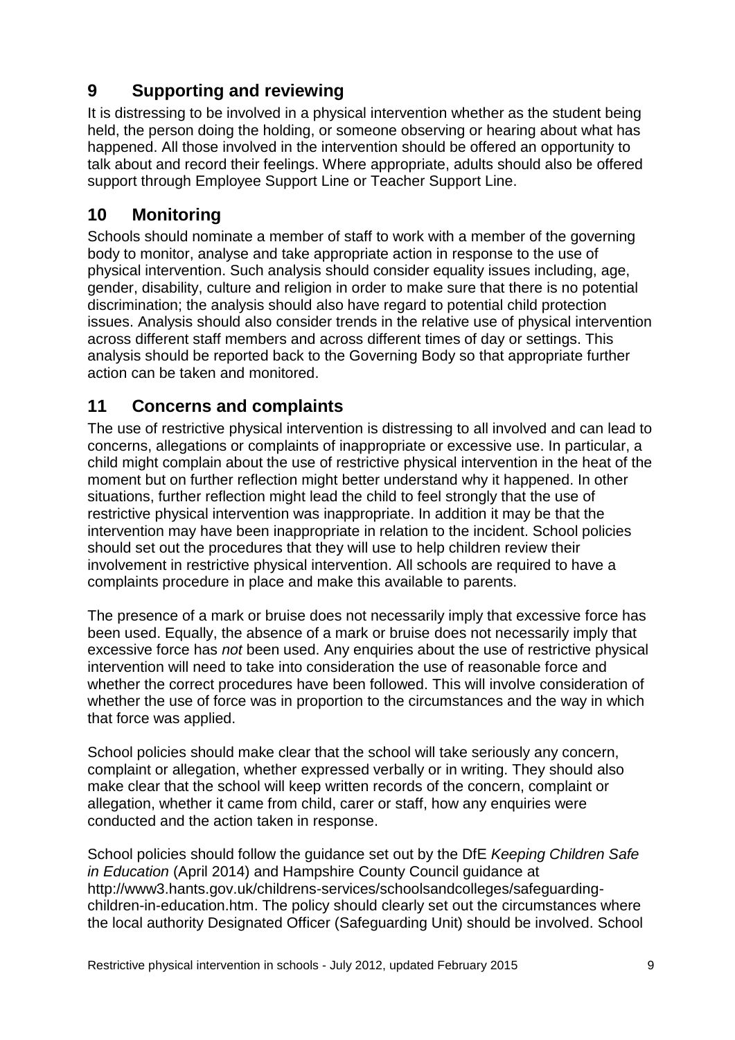## 9 Supporting and reviewing

It is distressing to be involved in a physical intervention whether as the student being held, the person doing the holding, or someone observing or hearing about what has happened. All those involved in the intervention should be offered an opportunity to talk about and record their feelings. Where appropriate, adults should also be offered support through Employee Support Line or Teacher Support Line.

## 10 Monitoring

Schools should nominate a member of staff to work with a member of the governing body to monitor, analyse and take appropriate action in response to the use of physical intervention. Such analysis should consider equality issues including, age, gender, disability, culture and religion in order to make sure that there is no potential discrimination; the analysis should also have regard to potential child protection issues. Analysis should also consider trends in the relative use of physical intervention across different staff members and across different times of day or settings. This analysis should be reported back to the Governing Body so that appropriate further action can be taken and monitored.

## 11 Concerns and complaints

The use of restrictive physical intervention is distressing to all involved and can lead to concerns, allegations or complaints of inappropriate or excessive use. In particular, a child might complain about the use of restrictive physical intervention in the heat of the moment but on further reflection might better understand why it happened. In other situations, further reflection might lead the child to feel strongly that the use of restrictive physical intervention was inappropriate. In addition it may be that the intervention may have been inappropriate in relation to the incident. School policies should set out the procedures that they will use to help children review their involvement in restrictive physical intervention. All schools are required to have a complaints procedure in place and make this available to parents.

The presence of a mark or bruise does not necessarily imply that excessive force has been used. Equally, the absence of a mark or bruise does not necessarily imply that excessive force has *not* been used. Any enquiries about the use of restrictive physical intervention will need to take into consideration the use of reasonable force and whether the correct procedures have been followed. This will involve consideration of whether the use of force was in proportion to the circumstances and the way in which that force was applied.

School policies should make clear that the school will take seriously any concern, complaint or allegation, whether expressed verbally or in writing. They should also make clear that the school will keep written records of the concern, complaint or allegation, whether it came from child, carer or staff, how any enquiries were conducted and the action taken in response.

School policies should follow the guidance set out by the DfE *Keeping Children Safe in Education* (April 2014) and Hampshire County Council guidance at http://www3.hants.gov.uk/childrens-services/schoolsandcolleges/safeguarding-children-in-education.htm. The policy should clearly set out the circumstances where the local authority Designated Officer (Safeguarding Unit) should be involved. School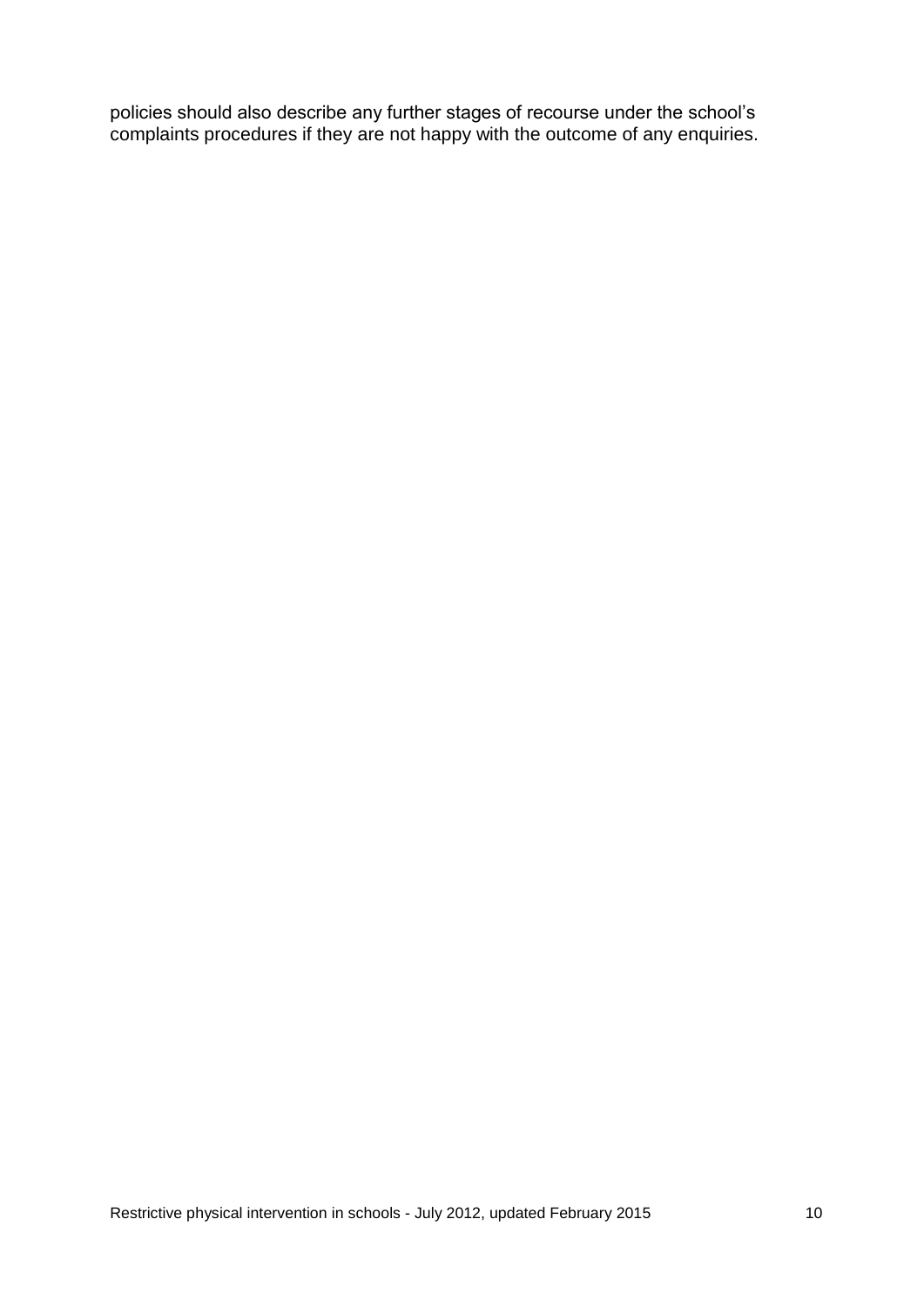policies should also describe any further stages of recourse under the school's complaints procedures if they are not happy with the outcome of any enquiries.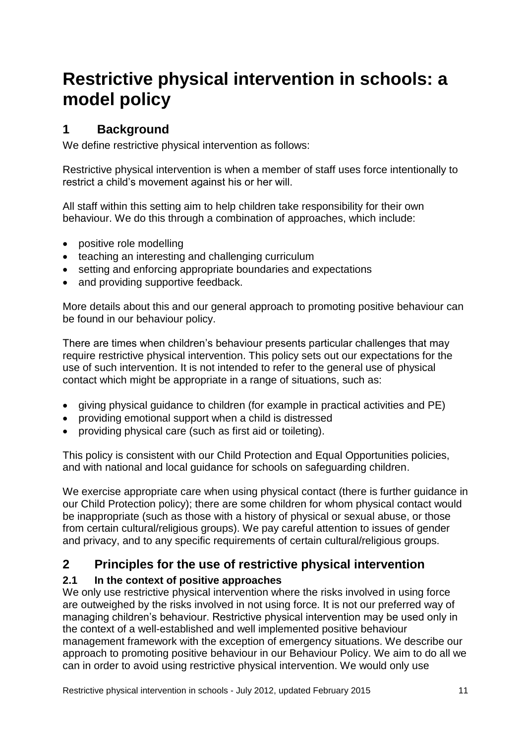# Restrictive physical intervention in schools: a model policy

## 1 Background

We define restrictive physical intervention as follows:

Restrictive physical intervention is when a member of staff uses force intentionally to restrict a child's movement against his or her will.

All staff within this setting aim to help children take responsibility for their own behaviour. We do this through a combination of approaches, which include:

- positive role modelling
- teaching an interesting and challenging curriculum
- setting and enforcing appropriate boundaries and expectations
- and providing supportive feedback.

More details about this and our general approach to promoting positive behaviour can be found in our behaviour policy.

There are times when children's behaviour presents particular challenges that may require restrictive physical intervention. This policy sets out our expectations for the use of such intervention. It is not intended to refer to the general use of physical contact which might be appropriate in a range of situations, such as:

- giving physical guidance to children (for example in practical activities and PE)
- providing emotional support when a child is distressed
- providing physical care (such as first aid or toileting).

This policy is consistent with our Child Protection and Equal Opportunities policies, and with national and local guidance for schools on safeguarding children.

We exercise appropriate care when using physical contact (there is further guidance in our Child Protection policy); there are some children for whom physical contact would be inappropriate (such as those with a history of physical or sexual abuse, or those from certain cultural/religious groups). We pay careful attention to issues of gender and privacy, and to any specific requirements of certain cultural/religious groups.

## 2 Principles for the use of restrictive physical intervention

### 2.1 In the context of positive approaches

We only use restrictive physical intervention where the risks involved in using force are outweighed by the risks involved in not using force. It is not our preferred way of managing children's behaviour. Restrictive physical intervention may be used only in the context of a well-established and well implemented positive behaviour management framework with the exception of emergency situations. We describe our approach to promoting positive behaviour in our Behaviour Policy. We aim to do all we can in order to avoid using restrictive physical intervention. We would only use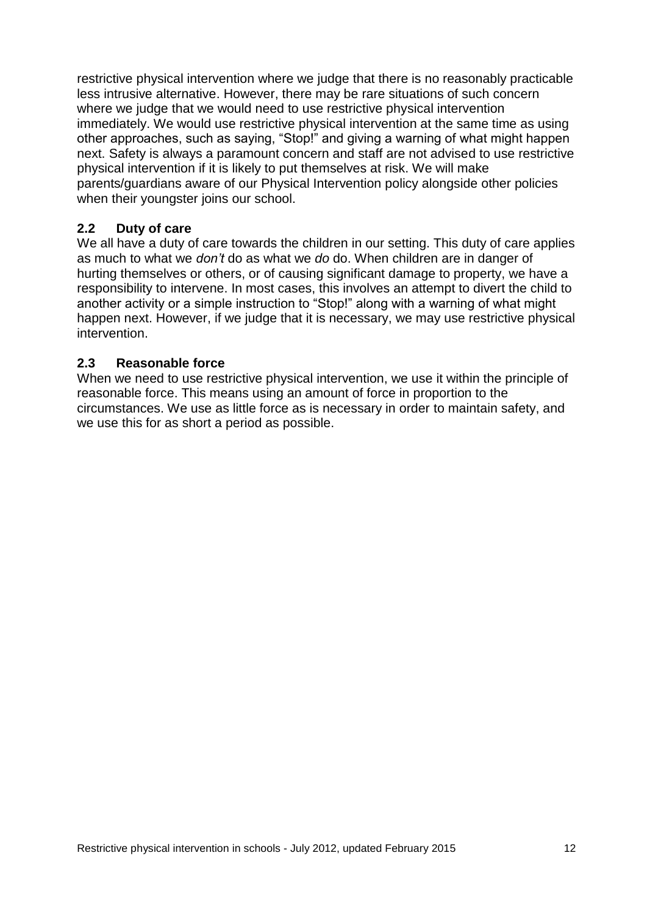restrictive physical intervention where we judge that there is no reasonably practicable less intrusive alternative. However, there may be rare situations of such concern where we judge that we would need to use restrictive physical intervention immediately. We would use restrictive physical intervention at the same time as using other approaches, such as saying, "Stop!" and giving a warning of what might happen next. Safety is always a paramount concern and staff are not advised to use restrictive physical intervention if it is likely to put themselves at risk. We will make parents/guardians aware of our Physical Intervention policy alongside other policies when their youngster joins our school.

### 2.2 Duty of care

We all have a duty of care towards the children in our setting. This duty of care applies as much to what we *don't* do as what we *do* do. When children are in danger of hurting themselves or others, or of causing significant damage to property, we have a responsibility to intervene. In most cases, this involves an attempt to divert the child to another activity or a simple instruction to "Stop!" along with a warning of what might happen next. However, if we judge that it is necessary, we may use restrictive physical intervention.

### 2.3 Reasonable force

When we need to use restrictive physical intervention, we use it within the principle of reasonable force. This means using an amount of force in proportion to the circumstances. We use as little force as is necessary in order to maintain safety, and we use this for as short a period as possible.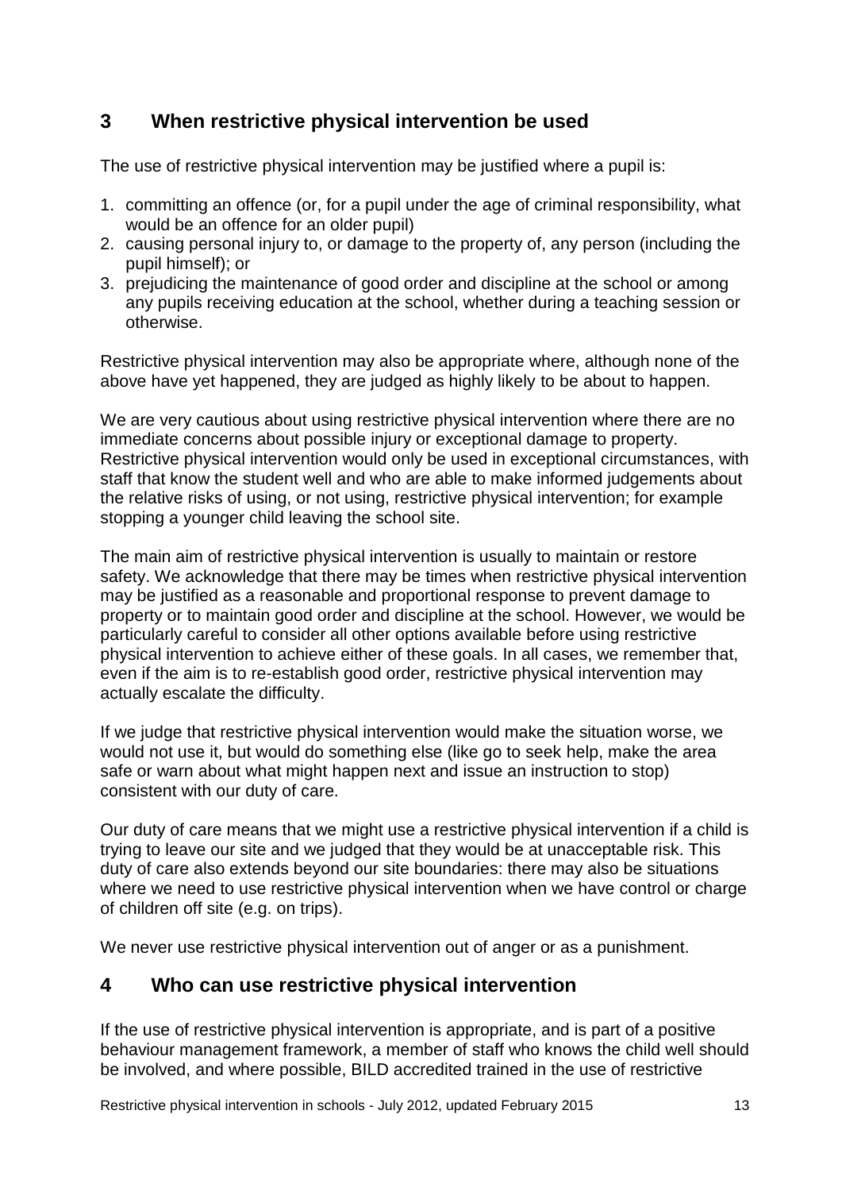## 3 When restrictive physical intervention be used

The use of restrictive physical intervention may be justified where a pupil is:

1. committing an offence (or, for a pupil under the age of criminal responsibility, what would be an offence for an older pupil)
2. causing personal injury to, or damage to the property of, any person (including the pupil himself); or
3. prejudicing the maintenance of good order and discipline at the school or among any pupils receiving education at the school, whether during a teaching session or otherwise.

Restrictive physical intervention may also be appropriate where, although none of the above have yet happened, they are judged as highly likely to be about to happen.

We are very cautious about using restrictive physical intervention where there are no immediate concerns about possible injury or exceptional damage to property. Restrictive physical intervention would only be used in exceptional circumstances, with staff that know the student well and who are able to make informed judgements about the relative risks of using, or not using, restrictive physical intervention; for example stopping a younger child leaving the school site.

The main aim of restrictive physical intervention is usually to maintain or restore safety. We acknowledge that there may be times when restrictive physical intervention may be justified as a reasonable and proportional response to prevent damage to property or to maintain good order and discipline at the school. However, we would be particularly careful to consider all other options available before using restrictive physical intervention to achieve either of these goals. In all cases, we remember that, even if the aim is to re-establish good order, restrictive physical intervention may actually escalate the difficulty.

If we judge that restrictive physical intervention would make the situation worse, we would not use it, but would do something else (like go to seek help, make the area safe or warn about what might happen next and issue an instruction to stop) consistent with our duty of care.

Our duty of care means that we might use a restrictive physical intervention if a child is trying to leave our site and we judged that they would be at unacceptable risk. This duty of care also extends beyond our site boundaries: there may also be situations where we need to use restrictive physical intervention when we have control or charge of children off site (e.g. on trips).

We never use restrictive physical intervention out of anger or as a punishment.

## 4 Who can use restrictive physical intervention

If the use of restrictive physical intervention is appropriate, and is part of a positive behaviour management framework, a member of staff who knows the child well should be involved, and where possible, BILD accredited trained in the use of restrictive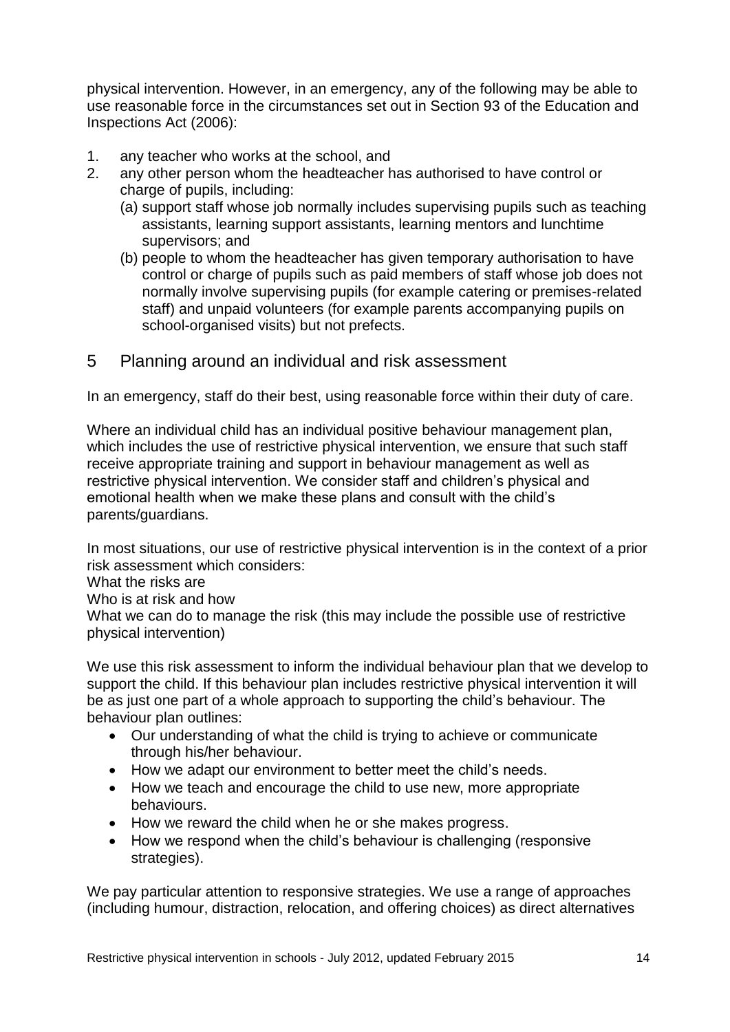physical intervention. However, in an emergency, any of the following may be able to use reasonable force in the circumstances set out in Section 93 of the Education and Inspections Act (2006):

1. any teacher who works at the school, and
2. any other person whom the headteacher has authorised to have control or charge of pupils, including:
   (a) support staff whose job normally includes supervising pupils such as teaching assistants, learning support assistants, learning mentors and lunchtime supervisors; and
   (b) people to whom the headteacher has given temporary authorisation to have control or charge of pupils such as paid members of staff whose job does not normally involve supervising pupils (for example catering or premises-related staff) and unpaid volunteers (for example parents accompanying pupils on school-organised visits) but not prefects.

## 5 Planning around an individual and risk assessment

In an emergency, staff do their best, using reasonable force within their duty of care.

Where an individual child has an individual positive behaviour management plan, which includes the use of restrictive physical intervention, we ensure that such staff receive appropriate training and support in behaviour management as well as restrictive physical intervention. We consider staff and children's physical and emotional health when we make these plans and consult with the child's parents/guardians.

In most situations, our use of restrictive physical intervention is in the context of a prior risk assessment which considers:
What the risks are
Who is at risk and how
What we can do to manage the risk (this may include the possible use of restrictive physical intervention)

We use this risk assessment to inform the individual behaviour plan that we develop to support the child. If this behaviour plan includes restrictive physical intervention it will be as just one part of a whole approach to supporting the child's behaviour. The behaviour plan outlines:

- Our understanding of what the child is trying to achieve or communicate through his/her behaviour.
- How we adapt our environment to better meet the child's needs.
- How we teach and encourage the child to use new, more appropriate behaviours.
- How we reward the child when he or she makes progress.
- How we respond when the child's behaviour is challenging (responsive strategies).

We pay particular attention to responsive strategies. We use a range of approaches (including humour, distraction, relocation, and offering choices) as direct alternatives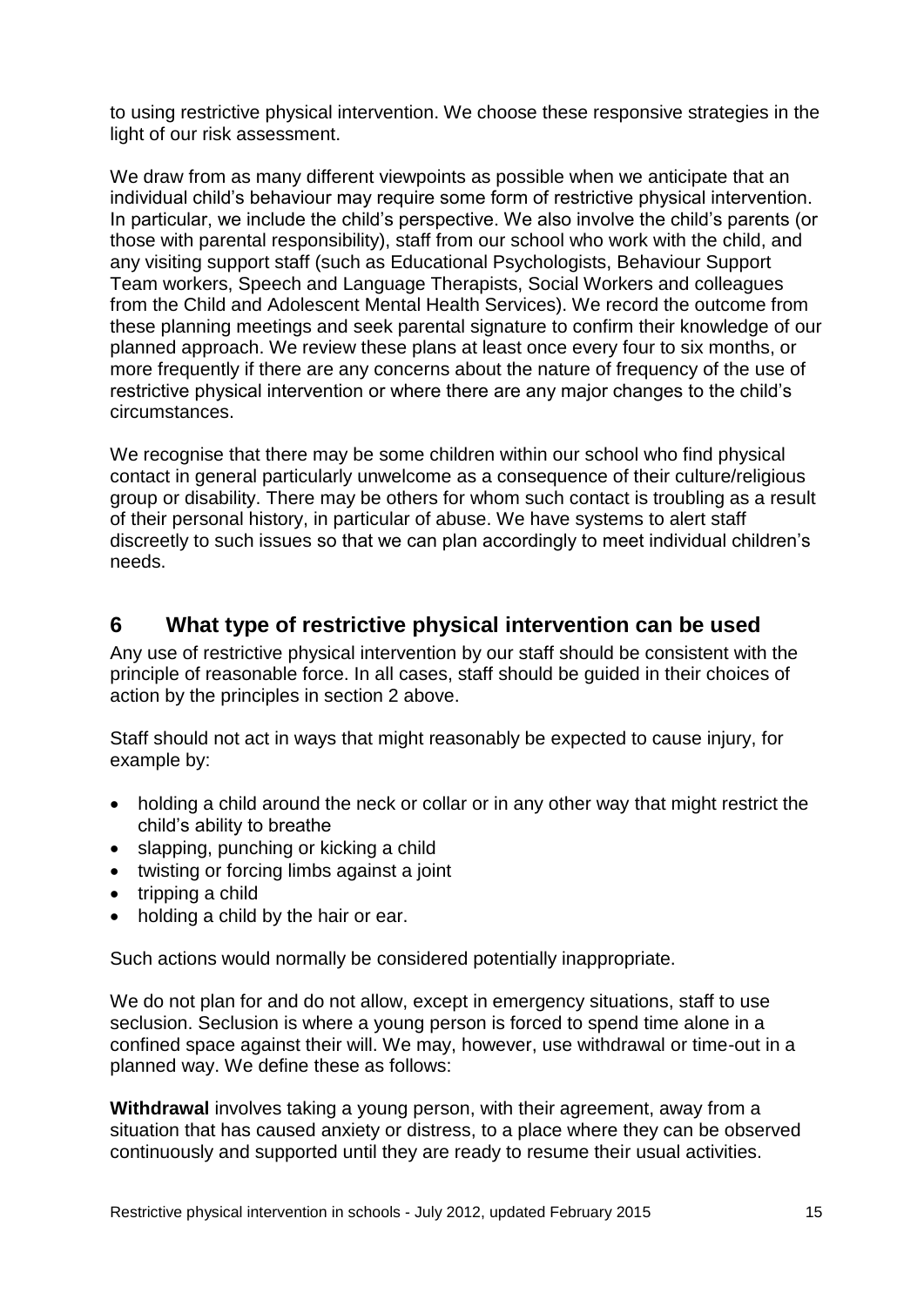to using restrictive physical intervention. We choose these responsive strategies in the light of our risk assessment.

We draw from as many different viewpoints as possible when we anticipate that an individual child's behaviour may require some form of restrictive physical intervention. In particular, we include the child's perspective. We also involve the child's parents (or those with parental responsibility), staff from our school who work with the child, and any visiting support staff (such as Educational Psychologists, Behaviour Support Team workers, Speech and Language Therapists, Social Workers and colleagues from the Child and Adolescent Mental Health Services). We record the outcome from these planning meetings and seek parental signature to confirm their knowledge of our planned approach. We review these plans at least once every four to six months, or more frequently if there are any concerns about the nature of frequency of the use of restrictive physical intervention or where there are any major changes to the child's circumstances.

We recognise that there may be some children within our school who find physical contact in general particularly unwelcome as a consequence of their culture/religious group or disability. There may be others for whom such contact is troubling as a result of their personal history, in particular of abuse. We have systems to alert staff discreetly to such issues so that we can plan accordingly to meet individual children's needs.

## 6 What type of restrictive physical intervention can be used

Any use of restrictive physical intervention by our staff should be consistent with the principle of reasonable force. In all cases, staff should be guided in their choices of action by the principles in section 2 above.

Staff should not act in ways that might reasonably be expected to cause injury, for example by:

- holding a child around the neck or collar or in any other way that might restrict the child's ability to breathe
- slapping, punching or kicking a child
- twisting or forcing limbs against a joint
- tripping a child
- holding a child by the hair or ear.

Such actions would normally be considered potentially inappropriate.

We do not plan for and do not allow, except in emergency situations, staff to use seclusion. Seclusion is where a young person is forced to spend time alone in a confined space against their will. We may, however, use withdrawal or time-out in a planned way. We define these as follows:

**Withdrawal** involves taking a young person, with their agreement, away from a situation that has caused anxiety or distress, to a place where they can be observed continuously and supported until they are ready to resume their usual activities.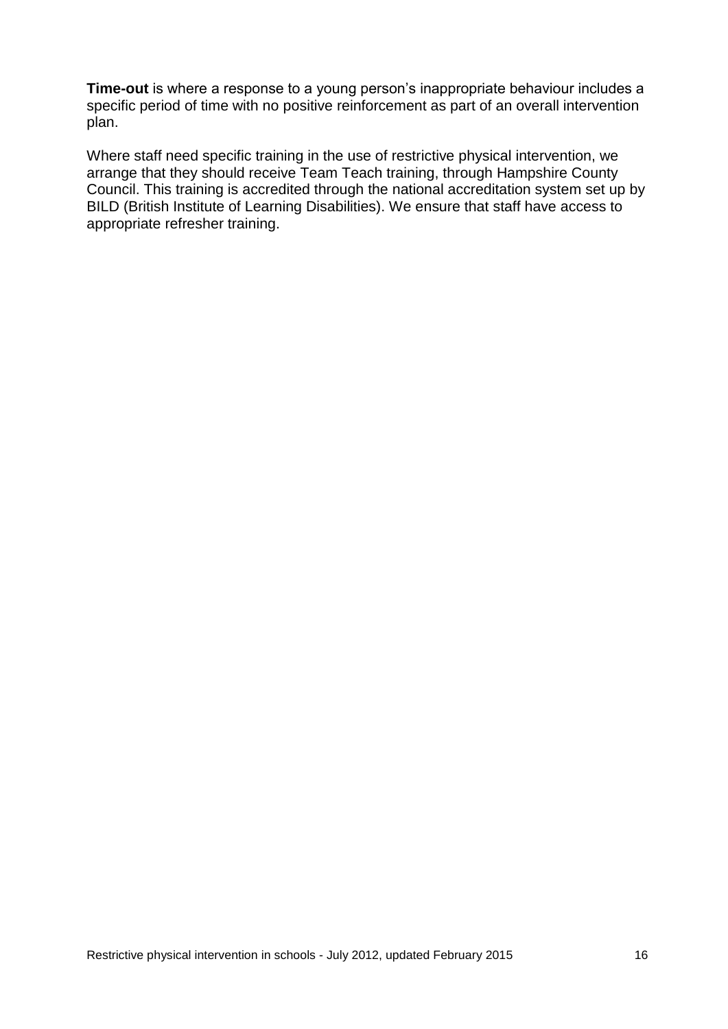**Time-out** is where a response to a young person's inappropriate behaviour includes a specific period of time with no positive reinforcement as part of an overall intervention plan.

Where staff need specific training in the use of restrictive physical intervention, we arrange that they should receive Team Teach training, through Hampshire County Council. This training is accredited through the national accreditation system set up by BILD (British Institute of Learning Disabilities). We ensure that staff have access to appropriate refresher training.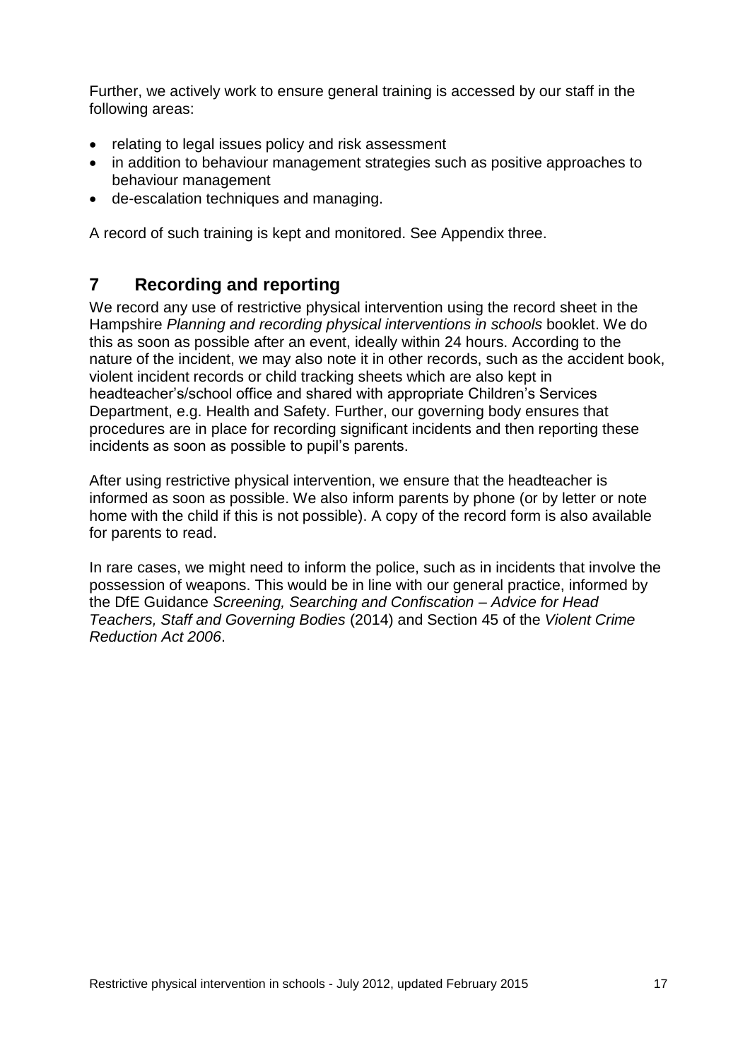Further, we actively work to ensure general training is accessed by our staff in the following areas:

- relating to legal issues policy and risk assessment
- in addition to behaviour management strategies such as positive approaches to behaviour management
- de-escalation techniques and managing.

A record of such training is kept and monitored. See Appendix three.

## 7 Recording and reporting

We record any use of restrictive physical intervention using the record sheet in the Hampshire *Planning and recording physical interventions in schools* booklet. We do this as soon as possible after an event, ideally within 24 hours. According to the nature of the incident, we may also note it in other records, such as the accident book, violent incident records or child tracking sheets which are also kept in headteacher's/school office and shared with appropriate Children's Services Department, e.g. Health and Safety. Further, our governing body ensures that procedures are in place for recording significant incidents and then reporting these incidents as soon as possible to pupil's parents.

After using restrictive physical intervention, we ensure that the headteacher is informed as soon as possible. We also inform parents by phone (or by letter or note home with the child if this is not possible). A copy of the record form is also available for parents to read.

In rare cases, we might need to inform the police, such as in incidents that involve the possession of weapons. This would be in line with our general practice, informed by the DfE Guidance *Screening, Searching and Confiscation – Advice for Head Teachers, Staff and Governing Bodies* (2014) and Section 45 of the *Violent Crime Reduction Act 2006*.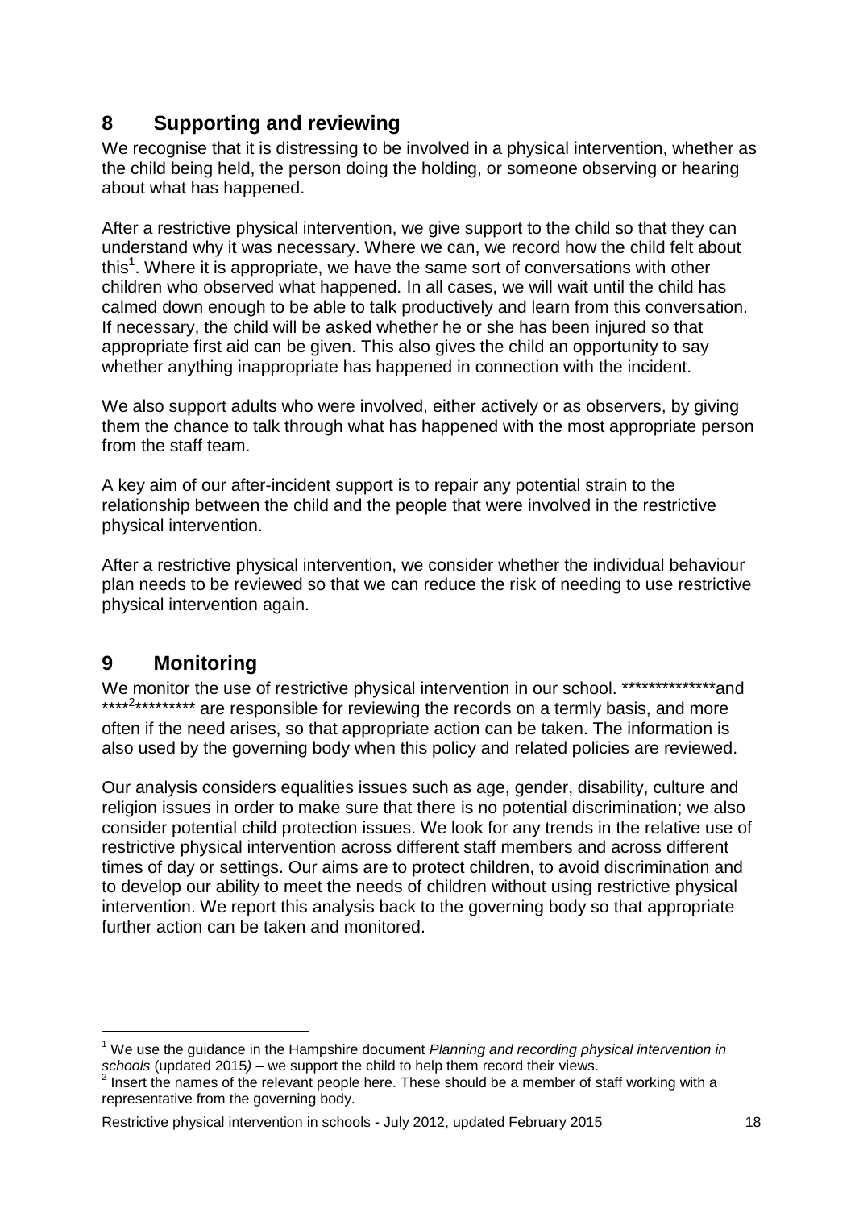## 8 Supporting and reviewing

We recognise that it is distressing to be involved in a physical intervention, whether as the child being held, the person doing the holding, or someone observing or hearing about what has happened.

After a restrictive physical intervention, we give support to the child so that they can understand why it was necessary. Where we can, we record how the child felt about this[1]. Where it is appropriate, we have the same sort of conversations with other children who observed what happened. In all cases, we will wait until the child has calmed down enough to be able to talk productively and learn from this conversation. If necessary, the child will be asked whether he or she has been injured so that appropriate first aid can be given. This also gives the child an opportunity to say whether anything inappropriate has happened in connection with the incident.

We also support adults who were involved, either actively or as observers, by giving them the chance to talk through what has happened with the most appropriate person from the staff team.

A key aim of our after-incident support is to repair any potential strain to the relationship between the child and the people that were involved in the restrictive physical intervention.

After a restrictive physical intervention, we consider whether the individual behaviour plan needs to be reviewed so that we can reduce the risk of needing to use restrictive physical intervention again.

## 9 Monitoring

We monitor the use of restrictive physical intervention in our school. **************and ****[2]********* are responsible for reviewing the records on a termly basis, and more often if the need arises, so that appropriate action can be taken. The information is also used by the governing body when this policy and related policies are reviewed.

Our analysis considers equalities issues such as age, gender, disability, culture and religion issues in order to make sure that there is no potential discrimination; we also consider potential child protection issues. We look for any trends in the relative use of restrictive physical intervention across different staff members and across different times of day or settings. Our aims are to protect children, to avoid discrimination and to develop our ability to meet the needs of children without using restrictive physical intervention. We report this analysis back to the governing body so that appropriate further action can be taken and monitored.

---

[1] We use the guidance in the Hampshire document *Planning and recording physical intervention in schools* (updated 2015) – we support the child to help them record their views.

[2] Insert the names of the relevant people here. These should be a member of staff working with a representative from the governing body.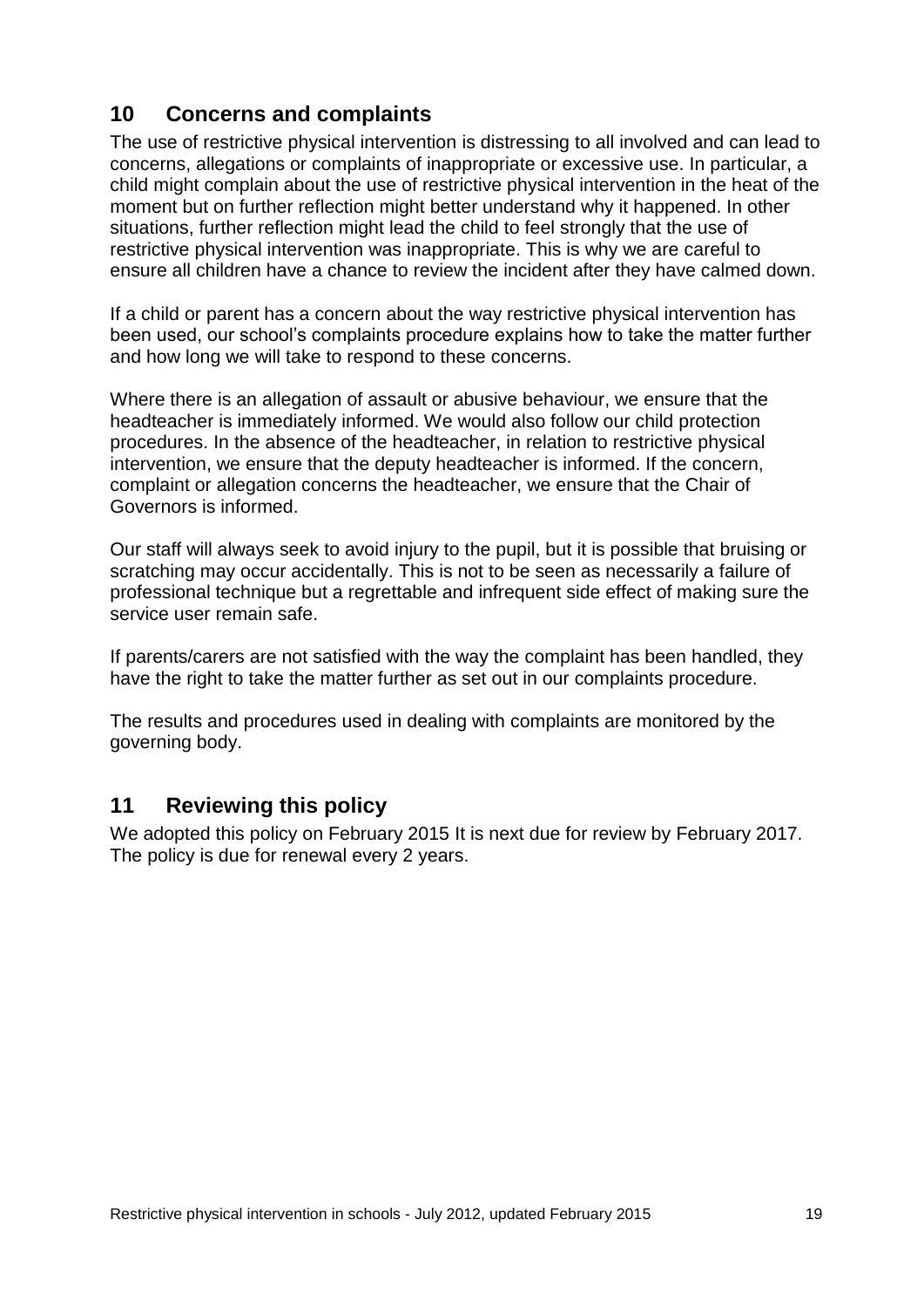## 10 Concerns and complaints

The use of restrictive physical intervention is distressing to all involved and can lead to concerns, allegations or complaints of inappropriate or excessive use. In particular, a child might complain about the use of restrictive physical intervention in the heat of the moment but on further reflection might better understand why it happened. In other situations, further reflection might lead the child to feel strongly that the use of restrictive physical intervention was inappropriate. This is why we are careful to ensure all children have a chance to review the incident after they have calmed down.

If a child or parent has a concern about the way restrictive physical intervention has been used, our school's complaints procedure explains how to take the matter further and how long we will take to respond to these concerns.

Where there is an allegation of assault or abusive behaviour, we ensure that the headteacher is immediately informed. We would also follow our child protection procedures. In the absence of the headteacher, in relation to restrictive physical intervention, we ensure that the deputy headteacher is informed. If the concern, complaint or allegation concerns the headteacher, we ensure that the Chair of Governors is informed.

Our staff will always seek to avoid injury to the pupil, but it is possible that bruising or scratching may occur accidentally. This is not to be seen as necessarily a failure of professional technique but a regrettable and infrequent side effect of making sure the service user remain safe.

If parents/carers are not satisfied with the way the complaint has been handled, they have the right to take the matter further as set out in our complaints procedure.

The results and procedures used in dealing with complaints are monitored by the governing body.

## 11 Reviewing this policy

We adopted this policy on February 2015 It is next due for review by February 2017. The policy is due for renewal every 2 years.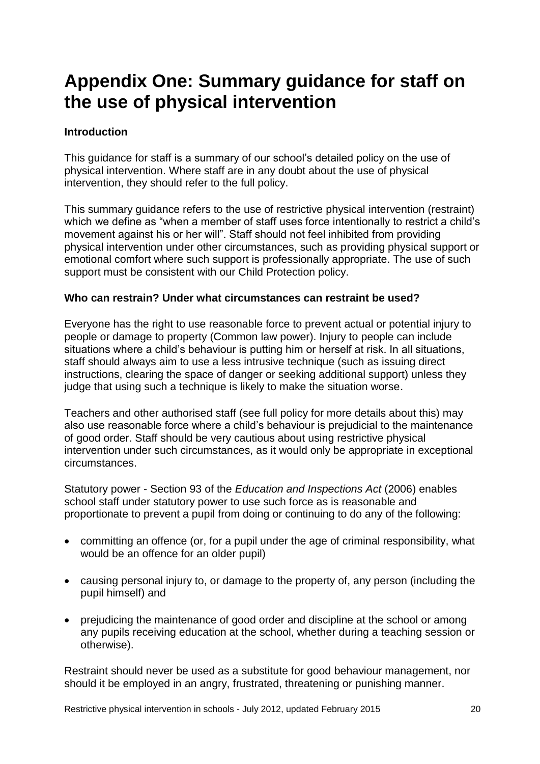# Appendix One: Summary guidance for staff on the use of physical intervention

**Introduction**

This guidance for staff is a summary of our school's detailed policy on the use of physical intervention. Where staff are in any doubt about the use of physical intervention, they should refer to the full policy.

This summary guidance refers to the use of restrictive physical intervention (restraint) which we define as "when a member of staff uses force intentionally to restrict a child's movement against his or her will". Staff should not feel inhibited from providing physical intervention under other circumstances, such as providing physical support or emotional comfort where such support is professionally appropriate. The use of such support must be consistent with our Child Protection policy.

**Who can restrain? Under what circumstances can restraint be used?**

Everyone has the right to use reasonable force to prevent actual or potential injury to people or damage to property (Common law power). Injury to people can include situations where a child's behaviour is putting him or herself at risk. In all situations, staff should always aim to use a less intrusive technique (such as issuing direct instructions, clearing the space of danger or seeking additional support) unless they judge that using such a technique is likely to make the situation worse.

Teachers and other authorised staff (see full policy for more details about this) may also use reasonable force where a child's behaviour is prejudicial to the maintenance of good order. Staff should be very cautious about using restrictive physical intervention under such circumstances, as it would only be appropriate in exceptional circumstances.

Statutory power - Section 93 of the *Education and Inspections Act* (2006) enables school staff under statutory power to use such force as is reasonable and proportionate to prevent a pupil from doing or continuing to do any of the following:

- committing an offence (or, for a pupil under the age of criminal responsibility, what would be an offence for an older pupil)
- causing personal injury to, or damage to the property of, any person (including the pupil himself) and
- prejudicing the maintenance of good order and discipline at the school or among any pupils receiving education at the school, whether during a teaching session or otherwise).

Restraint should never be used as a substitute for good behaviour management, nor should it be employed in an angry, frustrated, threatening or punishing manner.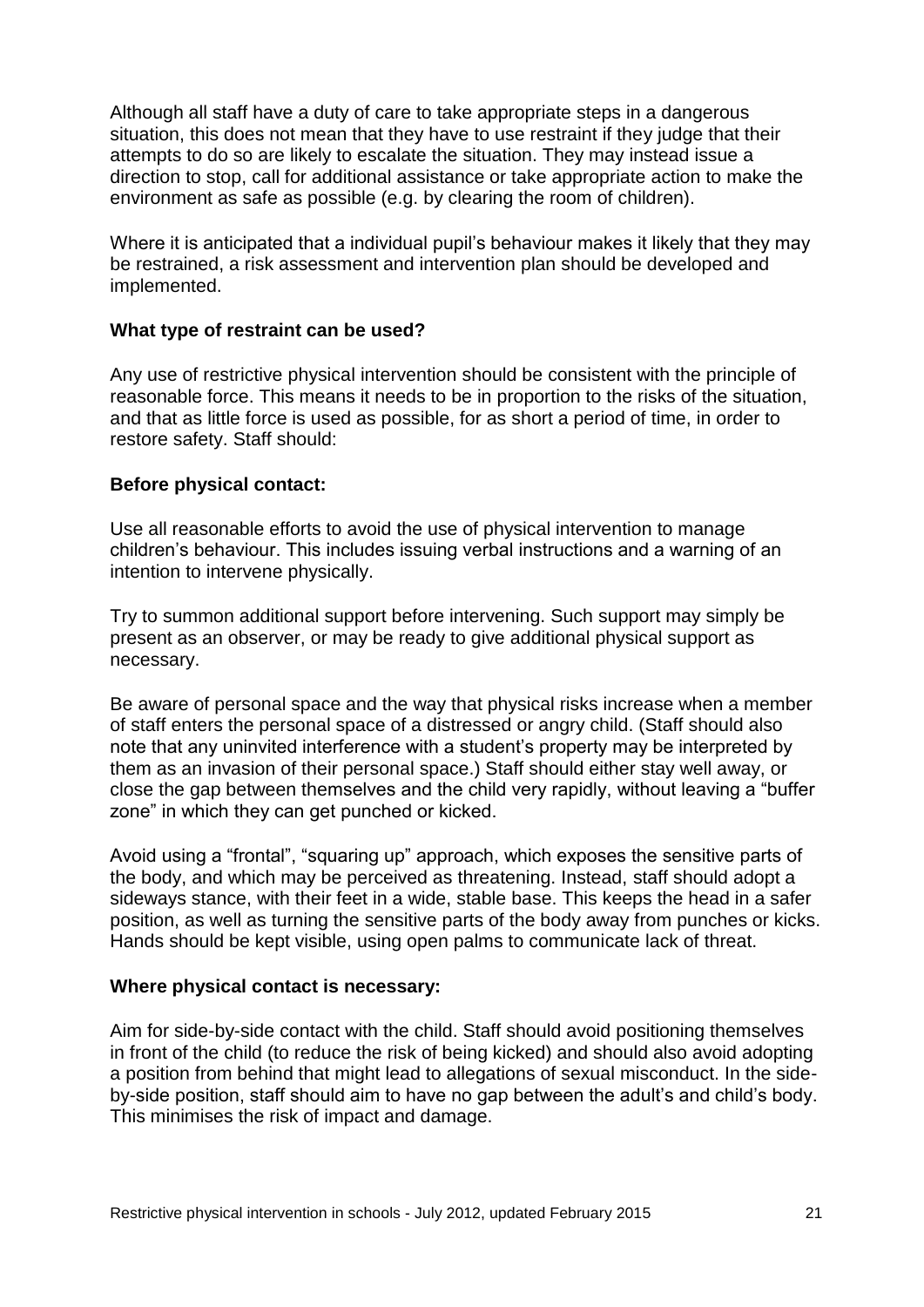Although all staff have a duty of care to take appropriate steps in a dangerous situation, this does not mean that they have to use restraint if they judge that their attempts to do so are likely to escalate the situation. They may instead issue a direction to stop, call for additional assistance or take appropriate action to make the environment as safe as possible (e.g. by clearing the room of children).

Where it is anticipated that a individual pupil's behaviour makes it likely that they may be restrained, a risk assessment and intervention plan should be developed and implemented.

**What type of restraint can be used?**

Any use of restrictive physical intervention should be consistent with the principle of reasonable force. This means it needs to be in proportion to the risks of the situation, and that as little force is used as possible, for as short a period of time, in order to restore safety. Staff should:

**Before physical contact:**

Use all reasonable efforts to avoid the use of physical intervention to manage children's behaviour. This includes issuing verbal instructions and a warning of an intention to intervene physically.

Try to summon additional support before intervening. Such support may simply be present as an observer, or may be ready to give additional physical support as necessary.

Be aware of personal space and the way that physical risks increase when a member of staff enters the personal space of a distressed or angry child. (Staff should also note that any uninvited interference with a student's property may be interpreted by them as an invasion of their personal space.) Staff should either stay well away, or close the gap between themselves and the child very rapidly, without leaving a "buffer zone" in which they can get punched or kicked.

Avoid using a "frontal", "squaring up" approach, which exposes the sensitive parts of the body, and which may be perceived as threatening. Instead, staff should adopt a sideways stance, with their feet in a wide, stable base. This keeps the head in a safer position, as well as turning the sensitive parts of the body away from punches or kicks. Hands should be kept visible, using open palms to communicate lack of threat.

**Where physical contact is necessary:**

Aim for side-by-side contact with the child. Staff should avoid positioning themselves in front of the child (to reduce the risk of being kicked) and should also avoid adopting a position from behind that might lead to allegations of sexual misconduct. In the side-by-side position, staff should aim to have no gap between the adult's and child's body. This minimises the risk of impact and damage.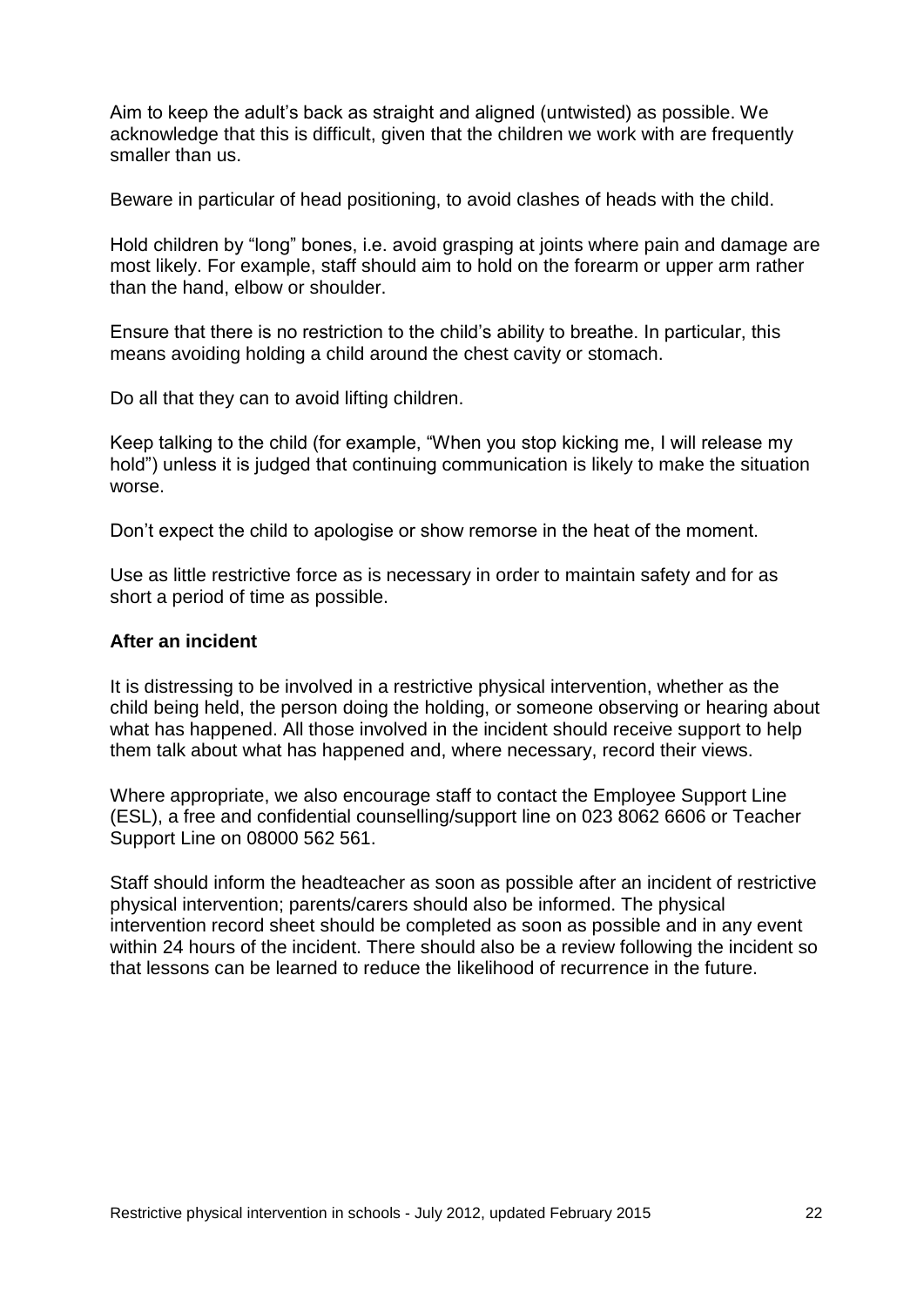Aim to keep the adult's back as straight and aligned (untwisted) as possible. We acknowledge that this is difficult, given that the children we work with are frequently smaller than us.

Beware in particular of head positioning, to avoid clashes of heads with the child.

Hold children by "long" bones, i.e. avoid grasping at joints where pain and damage are most likely. For example, staff should aim to hold on the forearm or upper arm rather than the hand, elbow or shoulder.

Ensure that there is no restriction to the child's ability to breathe. In particular, this means avoiding holding a child around the chest cavity or stomach.

Do all that they can to avoid lifting children.

Keep talking to the child (for example, "When you stop kicking me, I will release my hold") unless it is judged that continuing communication is likely to make the situation worse.

Don't expect the child to apologise or show remorse in the heat of the moment.

Use as little restrictive force as is necessary in order to maintain safety and for as short a period of time as possible.

**After an incident**

It is distressing to be involved in a restrictive physical intervention, whether as the child being held, the person doing the holding, or someone observing or hearing about what has happened. All those involved in the incident should receive support to help them talk about what has happened and, where necessary, record their views.

Where appropriate, we also encourage staff to contact the Employee Support Line (ESL), a free and confidential counselling/support line on 023 8062 6606 or Teacher Support Line on 08000 562 561.

Staff should inform the headteacher as soon as possible after an incident of restrictive physical intervention; parents/carers should also be informed. The physical intervention record sheet should be completed as soon as possible and in any event within 24 hours of the incident. There should also be a review following the incident so that lessons can be learned to reduce the likelihood of recurrence in the future.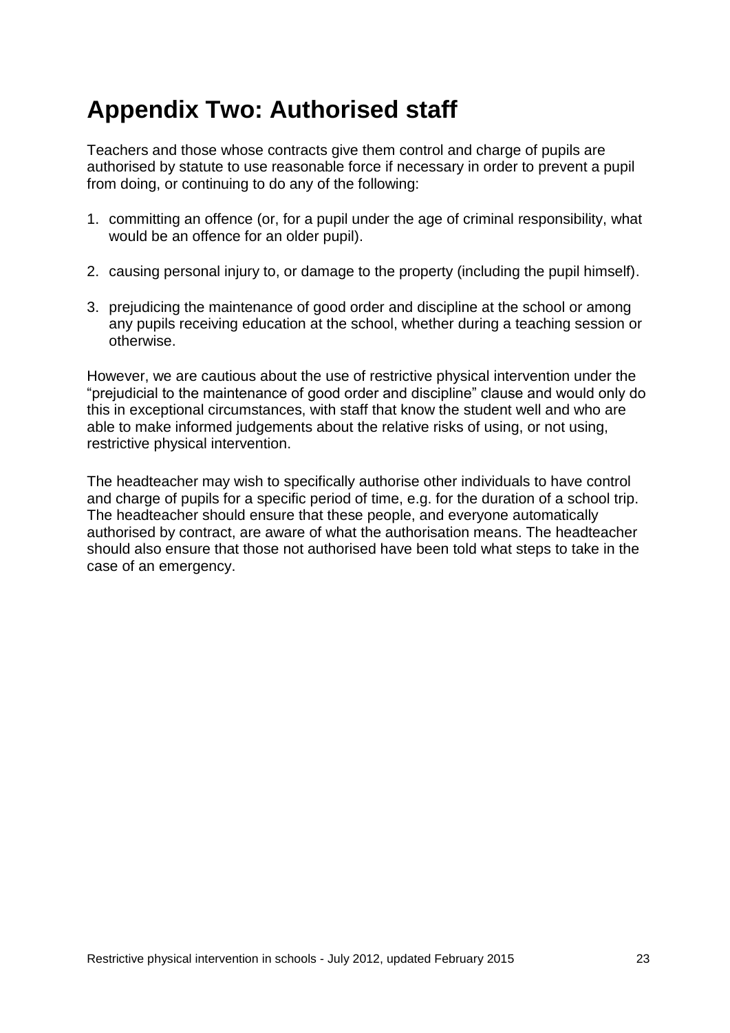# Appendix Two: Authorised staff

Teachers and those whose contracts give them control and charge of pupils are authorised by statute to use reasonable force if necessary in order to prevent a pupil from doing, or continuing to do any of the following:

1. committing an offence (or, for a pupil under the age of criminal responsibility, what would be an offence for an older pupil).

2. causing personal injury to, or damage to the property (including the pupil himself).

3. prejudicing the maintenance of good order and discipline at the school or among any pupils receiving education at the school, whether during a teaching session or otherwise.

However, we are cautious about the use of restrictive physical intervention under the "prejudicial to the maintenance of good order and discipline" clause and would only do this in exceptional circumstances, with staff that know the student well and who are able to make informed judgements about the relative risks of using, or not using, restrictive physical intervention.

The headteacher may wish to specifically authorise other individuals to have control and charge of pupils for a specific period of time, e.g. for the duration of a school trip. The headteacher should ensure that these people, and everyone automatically authorised by contract, are aware of what the authorisation means. The headteacher should also ensure that those not authorised have been told what steps to take in the case of an emergency.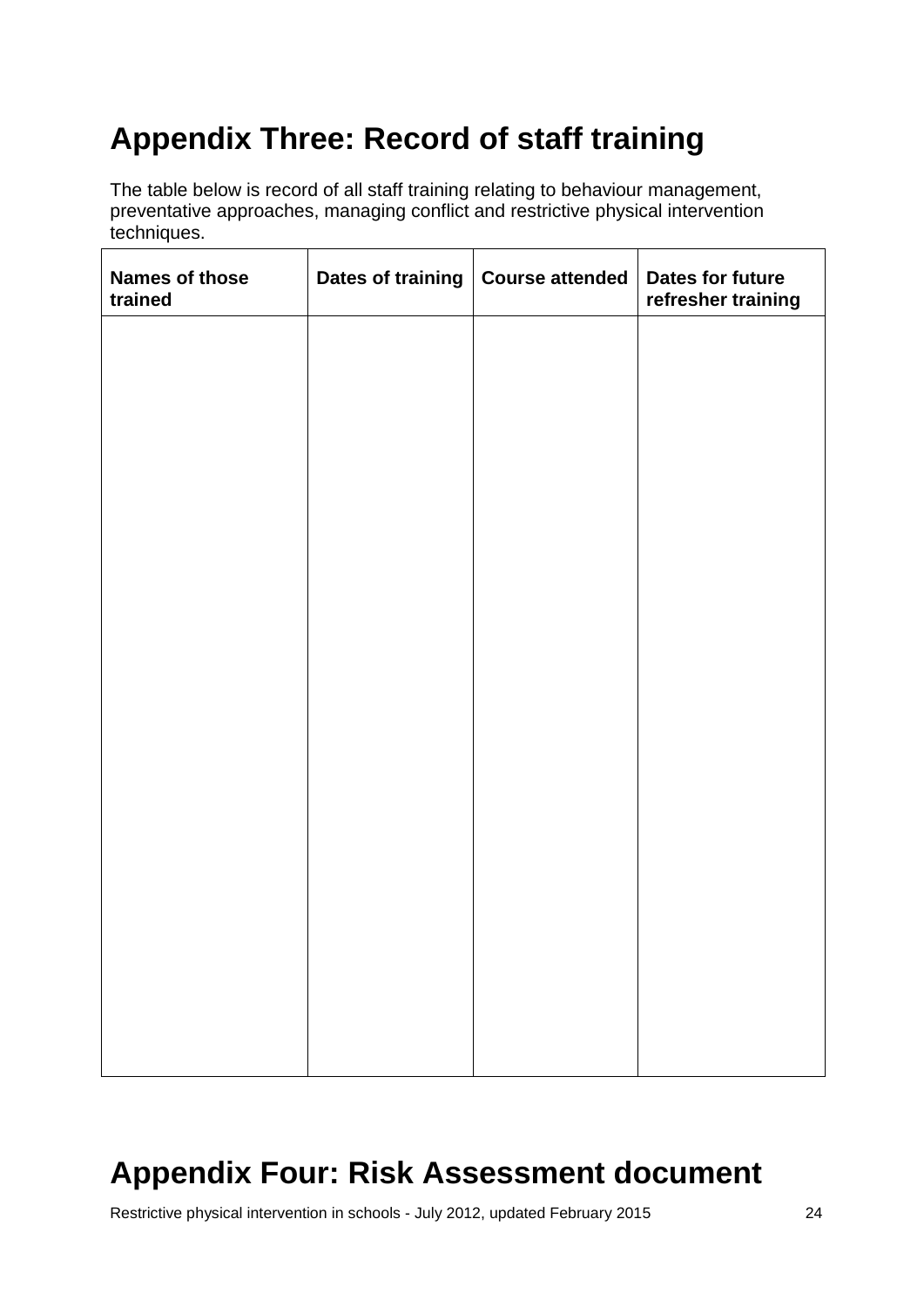# Appendix Three: Record of staff training

The table below is record of all staff training relating to behaviour management, preventative approaches, managing conflict and restrictive physical intervention techniques.

| Names of those trained | Dates of training | Course attended | Dates for future refresher training |
|---|---|---|---|
| | | | |

# Appendix Four: Risk Assessment document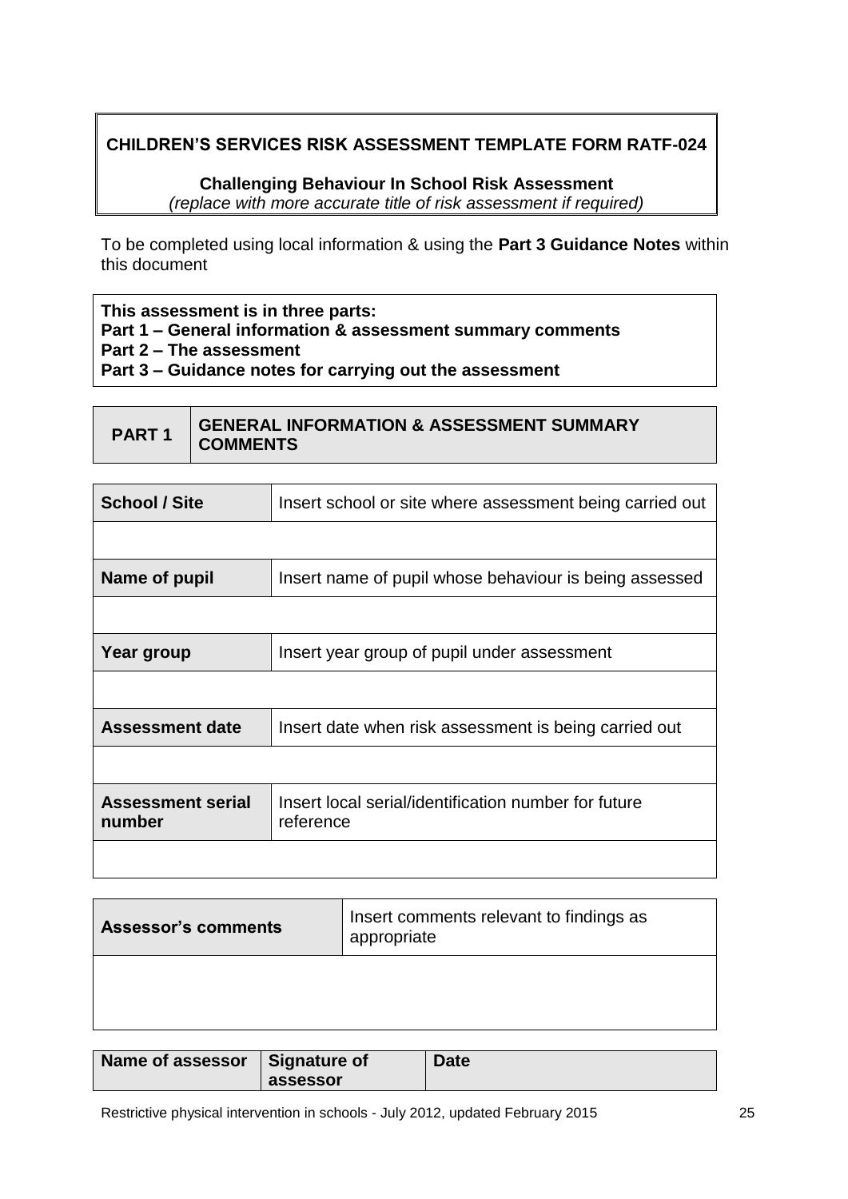**CHILDREN'S SERVICES RISK ASSESSMENT TEMPLATE FORM RATF-024**

**Challenging Behaviour In School Risk Assessment**
*(replace with more accurate title of risk assessment if required)*

To be completed using local information & using the **Part 3 Guidance Notes** within this document

**This assessment is in three parts:**
**Part 1 – General information & assessment summary comments**
**Part 2 – The assessment**
**Part 3 – Guidance notes for carrying out the assessment**

| **PART 1** | **GENERAL INFORMATION & ASSESSMENT SUMMARY COMMENTS** |
|---|---|

| **School / Site** | Insert school or site where assessment being carried out |
|---|---|
| | |
| **Name of pupil** | Insert name of pupil whose behaviour is being assessed |
| | |
| **Year group** | Insert year group of pupil under assessment |
| | |
| **Assessment date** | Insert date when risk assessment is being carried out |
| | |
| **Assessment serial number** | Insert local serial/identification number for future reference |
| | |

| **Assessor's comments** | Insert comments relevant to findings as appropriate |
|---|---|
| | |

| **Name of assessor** | **Signature of assessor** | **Date** |
|---|---|---|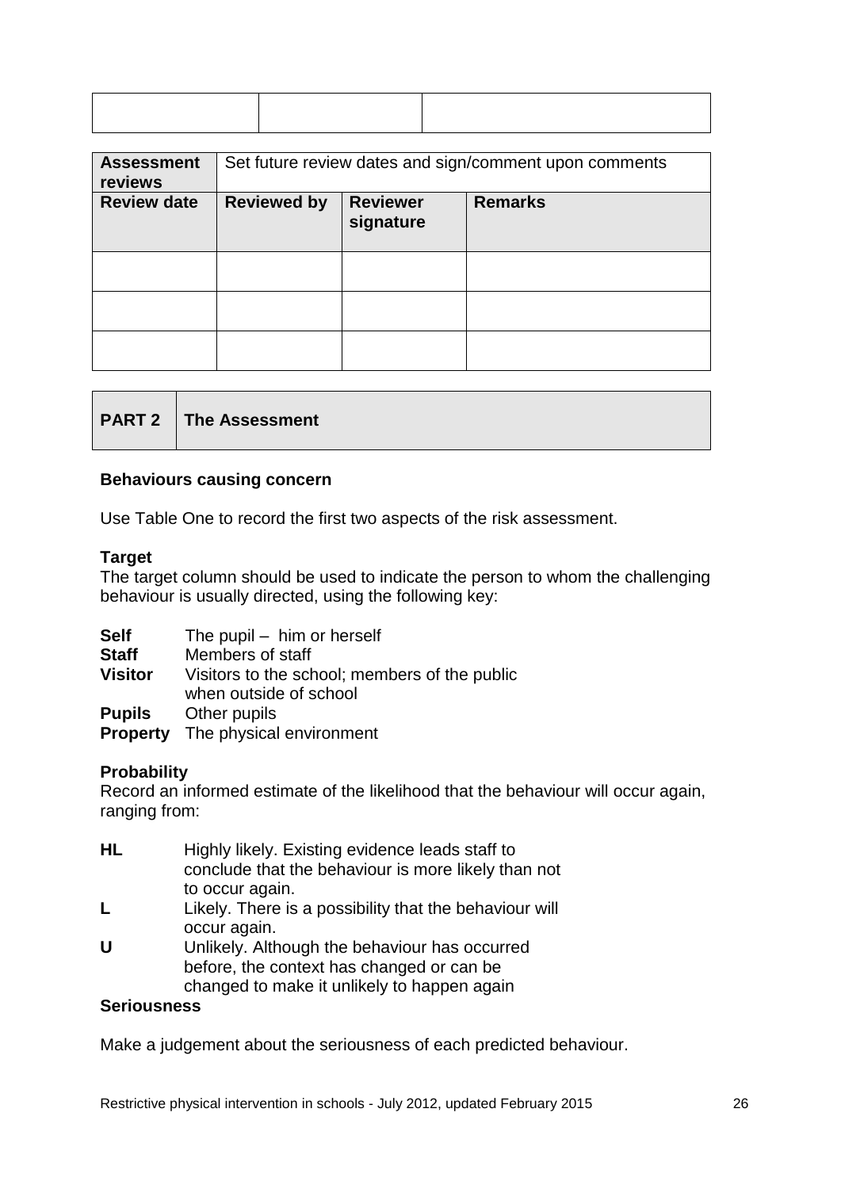| | | |
|---|---|---|
| | | |

| **Assessment reviews** | Set future review dates and sign/comment upon comments | | |
|---|---|---|---|
| **Review date** | **Reviewed by** | **Reviewer signature** | **Remarks** |
| | | | |
| | | | |
| | | | |

| **PART 2** | **The Assessment** |
|---|---|

**Behaviours causing concern**

Use Table One to record the first two aspects of the risk assessment.

**Target**

The target column should be used to indicate the person to whom the challenging behaviour is usually directed, using the following key:

**Self** The pupil – him or herself
**Staff** Members of staff
**Visitor** Visitors to the school; members of the public when outside of school
**Pupils** Other pupils
**Property** The physical environment

**Probability**

Record an informed estimate of the likelihood that the behaviour will occur again, ranging from:

**HL** Highly likely. Existing evidence leads staff to conclude that the behaviour is more likely than not to occur again.
**L** Likely. There is a possibility that the behaviour will occur again.
**U** Unlikely. Although the behaviour has occurred before, the context has changed or can be changed to make it unlikely to happen again

**Seriousness**

Make a judgement about the seriousness of each predicted behaviour.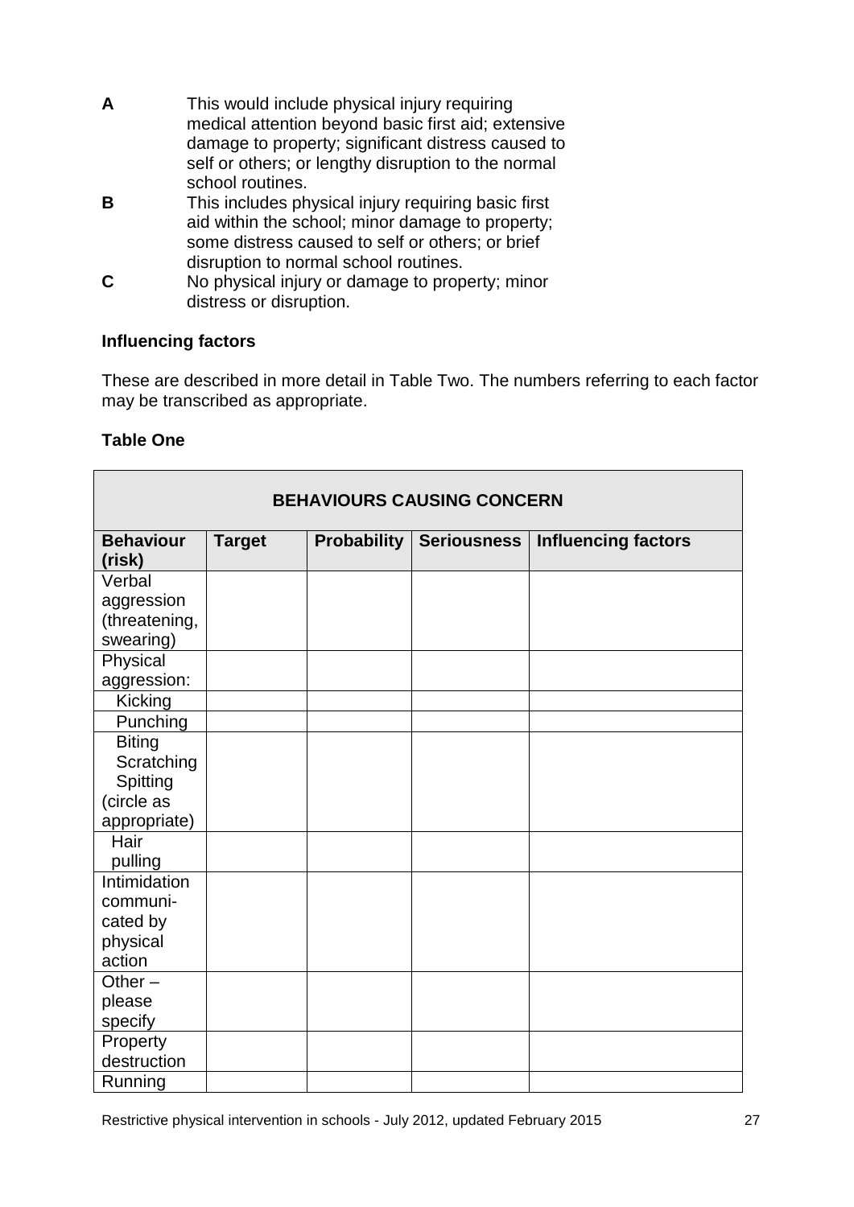**A** This would include physical injury requiring medical attention beyond basic first aid; extensive damage to property; significant distress caused to self or others; or lengthy disruption to the normal school routines.

**B** This includes physical injury requiring basic first aid within the school; minor damage to property; some distress caused to self or others; or brief disruption to normal school routines.

**C** No physical injury or damage to property; minor distress or disruption.

**Influencing factors**

These are described in more detail in Table Two. The numbers referring to each factor may be transcribed as appropriate.

**Table One**

| **BEHAVIOURS CAUSING CONCERN** | | | | |
|---|---|---|---|---|
| **Behaviour (risk)** | **Target** | **Probability** | **Seriousness** | **Influencing factors** |
| Verbal aggression (threatening, swearing) | | | | |
| Physical aggression: | | | | |
| Kicking | | | | |
| Punching | | | | |
| Biting Scratching Spitting (circle as appropriate) | | | | |
| Hair pulling | | | | |
| Intimidation communi-cated by physical action | | | | |
| Other – please specify | | | | |
| Property destruction | | | | |
| Running | | | | |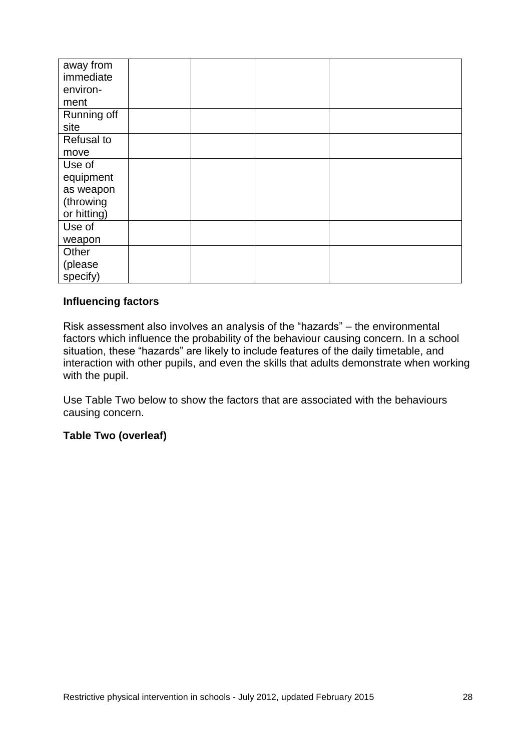| | | | | |
|---|---|---|---|---|
| away from immediate environ-ment | | | | |
| Running off site | | | | |
| Refusal to move | | | | |
| Use of equipment as weapon (throwing or hitting) | | | | |
| Use of weapon | | | | |
| Other (please specify) | | | | |

**Influencing factors**

Risk assessment also involves an analysis of the "hazards" – the environmental factors which influence the probability of the behaviour causing concern. In a school situation, these "hazards" are likely to include features of the daily timetable, and interaction with other pupils, and even the skills that adults demonstrate when working with the pupil.

Use Table Two below to show the factors that are associated with the behaviours causing concern.

**Table Two (overleaf)**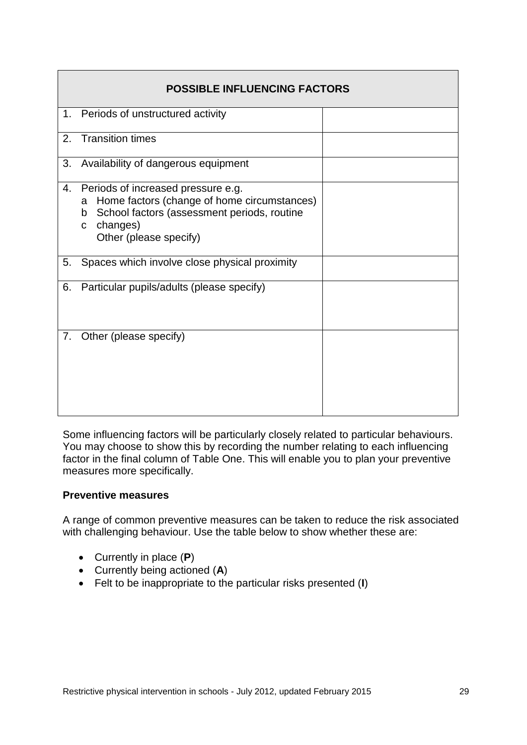| POSSIBLE INFLUENCING FACTORS | |
|---|---|
| 1. Periods of unstructured activity | |
| 2. Transition times | |
| 3. Availability of dangerous equipment | |
| 4. Periods of increased pressure e.g. a Home factors (change of home circumstances) b School factors (assessment periods, routine changes) c Other (please specify) | |
| 5. Spaces which involve close physical proximity | |
| 6. Particular pupils/adults (please specify) | |
| 7. Other (please specify) | |

Some influencing factors will be particularly closely related to particular behaviours. You may choose to show this by recording the number relating to each influencing factor in the final column of Table One. This will enable you to plan your preventive measures more specifically.

**Preventive measures**

A range of common preventive measures can be taken to reduce the risk associated with challenging behaviour. Use the table below to show whether these are:

- Currently in place (**P**)
- Currently being actioned (**A**)
- Felt to be inappropriate to the particular risks presented (**I**)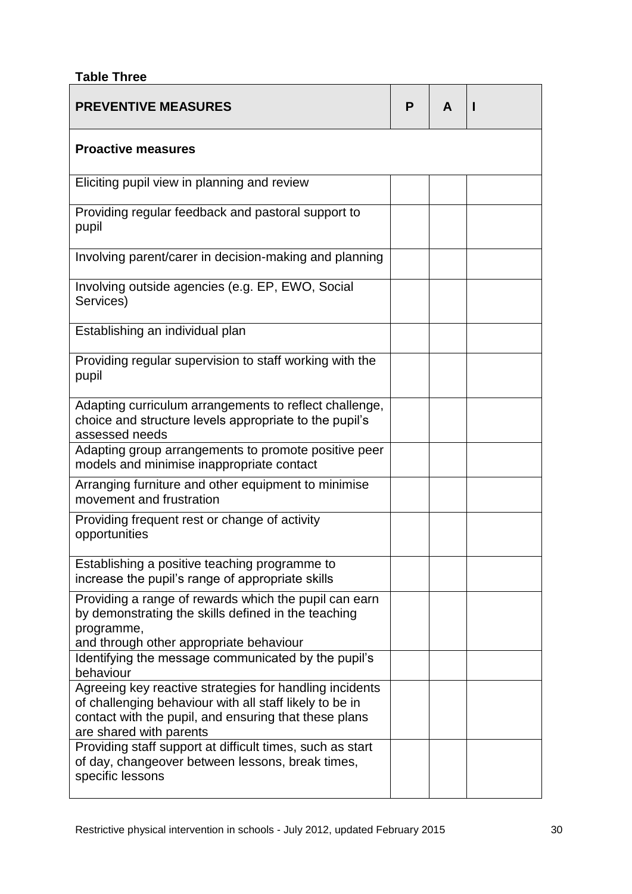**Table Three**

| PREVENTIVE MEASURES | P | A | I |
|---|---|---|---|
| **Proactive measures** | | | |
| Eliciting pupil view in planning and review | | | |
| Providing regular feedback and pastoral support to pupil | | | |
| Involving parent/carer in decision-making and planning | | | |
| Involving outside agencies (e.g. EP, EWO, Social Services) | | | |
| Establishing an individual plan | | | |
| Providing regular supervision to staff working with the pupil | | | |
| Adapting curriculum arrangements to reflect challenge, choice and structure levels appropriate to the pupil's assessed needs | | | |
| Adapting group arrangements to promote positive peer models and minimise inappropriate contact | | | |
| Arranging furniture and other equipment to minimise movement and frustration | | | |
| Providing frequent rest or change of activity opportunities | | | |
| Establishing a positive teaching programme to increase the pupil's range of appropriate skills | | | |
| Providing a range of rewards which the pupil can earn by demonstrating the skills defined in the teaching programme, and through other appropriate behaviour | | | |
| Identifying the message communicated by the pupil's behaviour | | | |
| Agreeing key reactive strategies for handling incidents of challenging behaviour with all staff likely to be in contact with the pupil, and ensuring that these plans are shared with parents | | | |
| Providing staff support at difficult times, such as start of day, changeover between lessons, break times, specific lessons | | | |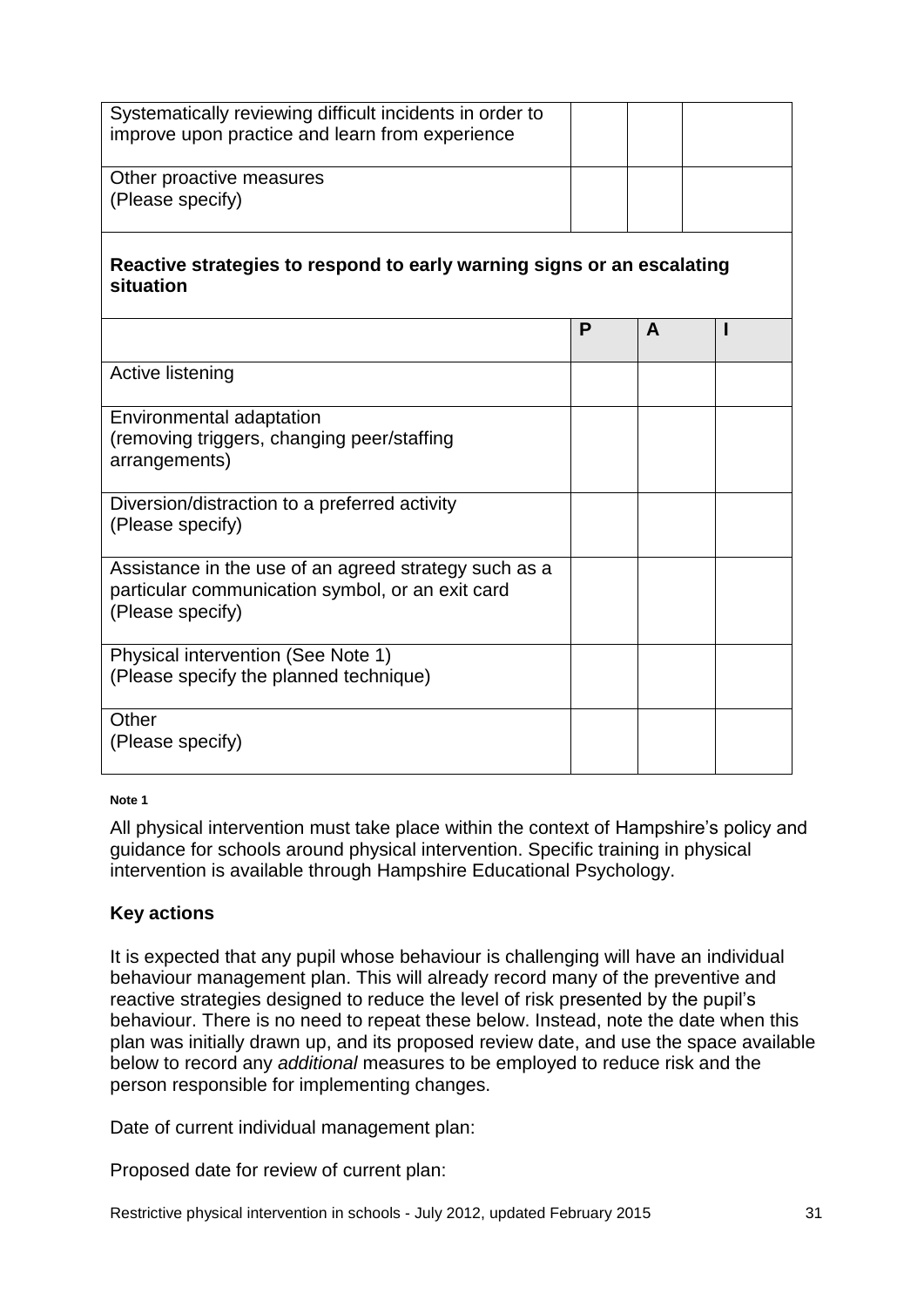| | | | |
|---|---|---|---|
| Systematically reviewing difficult incidents in order to improve upon practice and learn from experience | | | |
| Other proactive measures<br>(Please specify) | | | |

**Reactive strategies to respond to early warning signs or an escalating situation**

| | P | A | I |
|---|---|---|---|
| Active listening | | | |
| Environmental adaptation<br>(removing triggers, changing peer/staffing arrangements) | | | |
| Diversion/distraction to a preferred activity<br>(Please specify) | | | |
| Assistance in the use of an agreed strategy such as a particular communication symbol, or an exit card<br>(Please specify) | | | |
| Physical intervention (See Note 1)<br>(Please specify the planned technique) | | | |
| Other<br>(Please specify) | | | |

**Note 1**

All physical intervention must take place within the context of Hampshire's policy and guidance for schools around physical intervention. Specific training in physical intervention is available through Hampshire Educational Psychology.

**Key actions**

It is expected that any pupil whose behaviour is challenging will have an individual behaviour management plan. This will already record many of the preventive and reactive strategies designed to reduce the level of risk presented by the pupil's behaviour. There is no need to repeat these below. Instead, note the date when this plan was initially drawn up, and its proposed review date, and use the space available below to record any *additional* measures to be employed to reduce risk and the person responsible for implementing changes.

Date of current individual management plan:

Proposed date for review of current plan: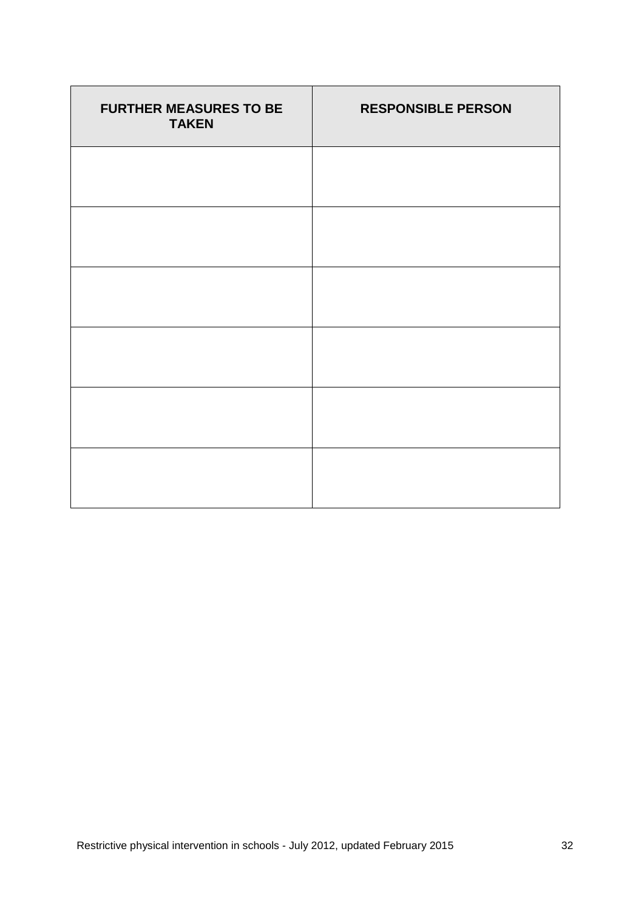| FURTHER MEASURES TO BE TAKEN | RESPONSIBLE PERSON |
| --- | --- |
| | |
| | |
| | |
| | |
| | |
| | |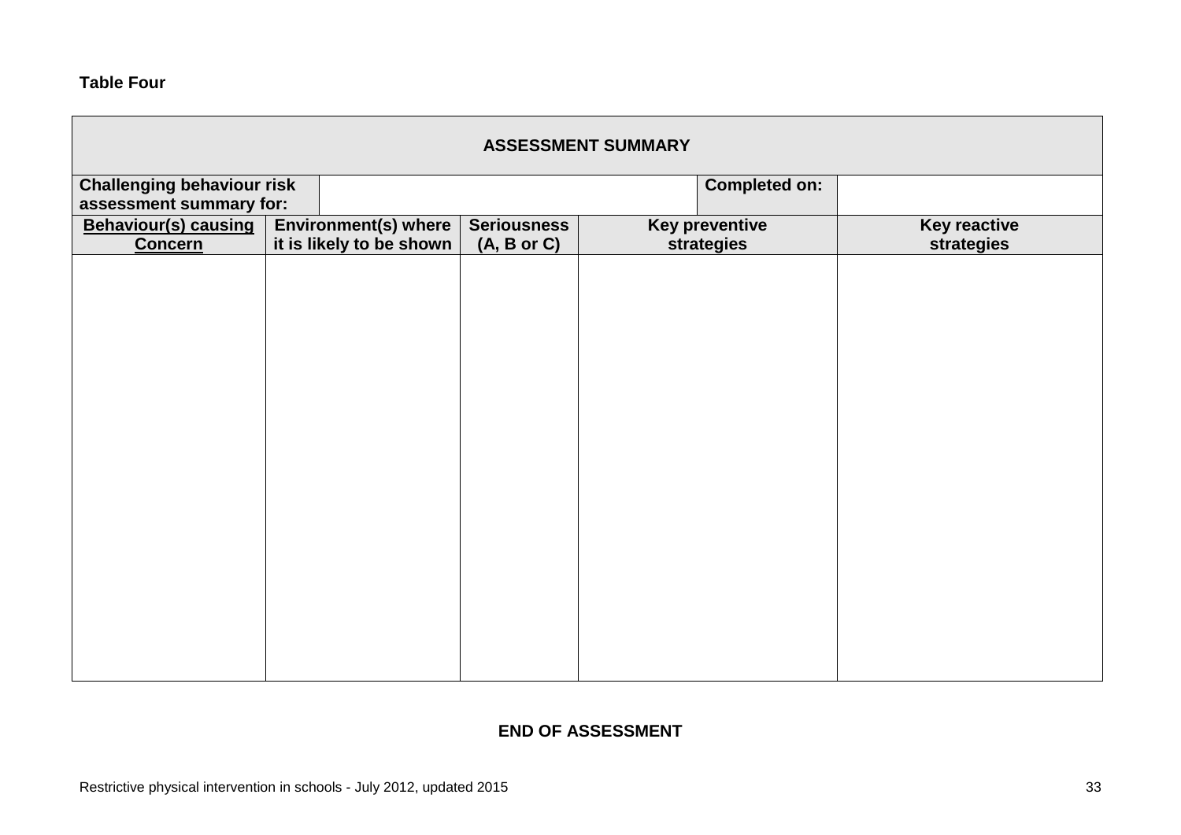**Table Four**

| ASSESSMENT SUMMARY | | | | |
|---|---|---|---|---|
| **Challenging behaviour risk assessment summary for:** | | | **Completed on:** | |
| **Behaviour(s) causing Concern** | **Environment(s) where it is likely to be shown** | **Seriousness (A, B or C)** | **Key preventive strategies** | **Key reactive strategies** |
| | | | | |

**END OF ASSESSMENT**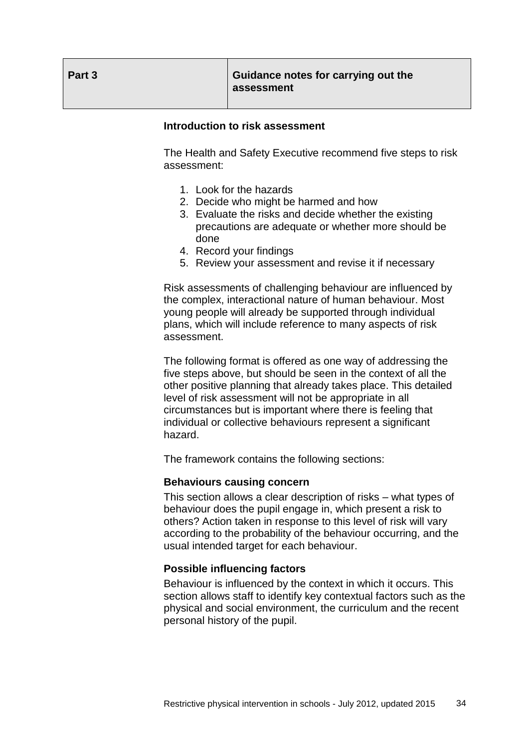| Part 3 | Guidance notes for carrying out the assessment |
|---|---|

### Introduction to risk assessment

The Health and Safety Executive recommend five steps to risk assessment:

1. Look for the hazards
2. Decide who might be harmed and how
3. Evaluate the risks and decide whether the existing precautions are adequate or whether more should be done
4. Record your findings
5. Review your assessment and revise it if necessary

Risk assessments of challenging behaviour are influenced by the complex, interactional nature of human behaviour. Most young people will already be supported through individual plans, which will include reference to many aspects of risk assessment.

The following format is offered as one way of addressing the five steps above, but should be seen in the context of all the other positive planning that already takes place. This detailed level of risk assessment will not be appropriate in all circumstances but is important where there is feeling that individual or collective behaviours represent a significant hazard.

The framework contains the following sections:

#### Behaviours causing concern

This section allows a clear description of risks – what types of behaviour does the pupil engage in, which present a risk to others? Action taken in response to this level of risk will vary according to the probability of the behaviour occurring, and the usual intended target for each behaviour.

#### Possible influencing factors

Behaviour is influenced by the context in which it occurs. This section allows staff to identify key contextual factors such as the physical and social environment, the curriculum and the recent personal history of the pupil.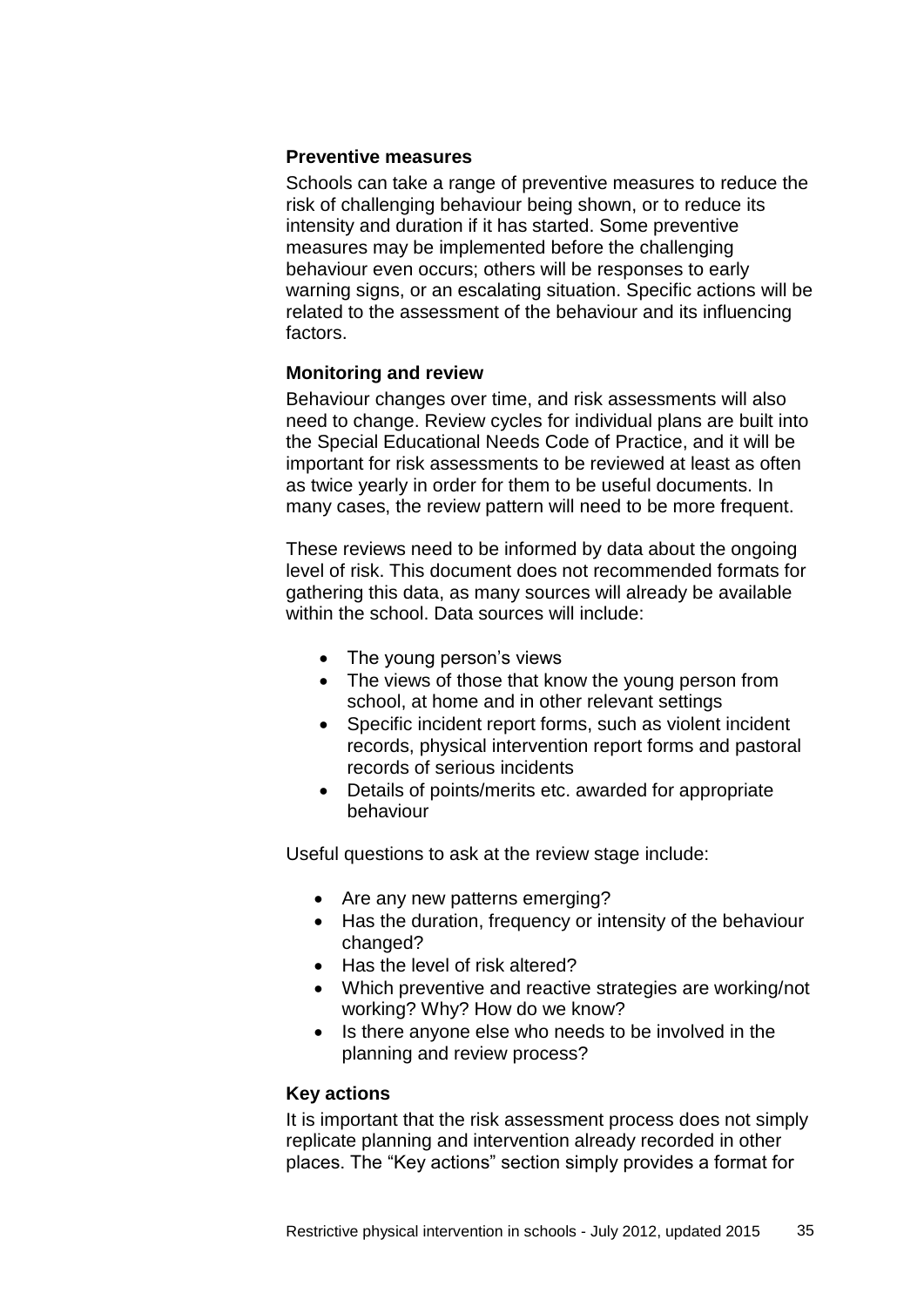### Preventive measures

Schools can take a range of preventive measures to reduce the risk of challenging behaviour being shown, or to reduce its intensity and duration if it has started. Some preventive measures may be implemented before the challenging behaviour even occurs; others will be responses to early warning signs, or an escalating situation. Specific actions will be related to the assessment of the behaviour and its influencing factors.

### Monitoring and review

Behaviour changes over time, and risk assessments will also need to change. Review cycles for individual plans are built into the Special Educational Needs Code of Practice, and it will be important for risk assessments to be reviewed at least as often as twice yearly in order for them to be useful documents. In many cases, the review pattern will need to be more frequent.

These reviews need to be informed by data about the ongoing level of risk. This document does not recommended formats for gathering this data, as many sources will already be available within the school. Data sources will include:

- The young person's views
- The views of those that know the young person from school, at home and in other relevant settings
- Specific incident report forms, such as violent incident records, physical intervention report forms and pastoral records of serious incidents
- Details of points/merits etc. awarded for appropriate behaviour

Useful questions to ask at the review stage include:

- Are any new patterns emerging?
- Has the duration, frequency or intensity of the behaviour changed?
- Has the level of risk altered?
- Which preventive and reactive strategies are working/not working? Why? How do we know?
- Is there anyone else who needs to be involved in the planning and review process?

### Key actions

It is important that the risk assessment process does not simply replicate planning and intervention already recorded in other places. The "Key actions" section simply provides a format for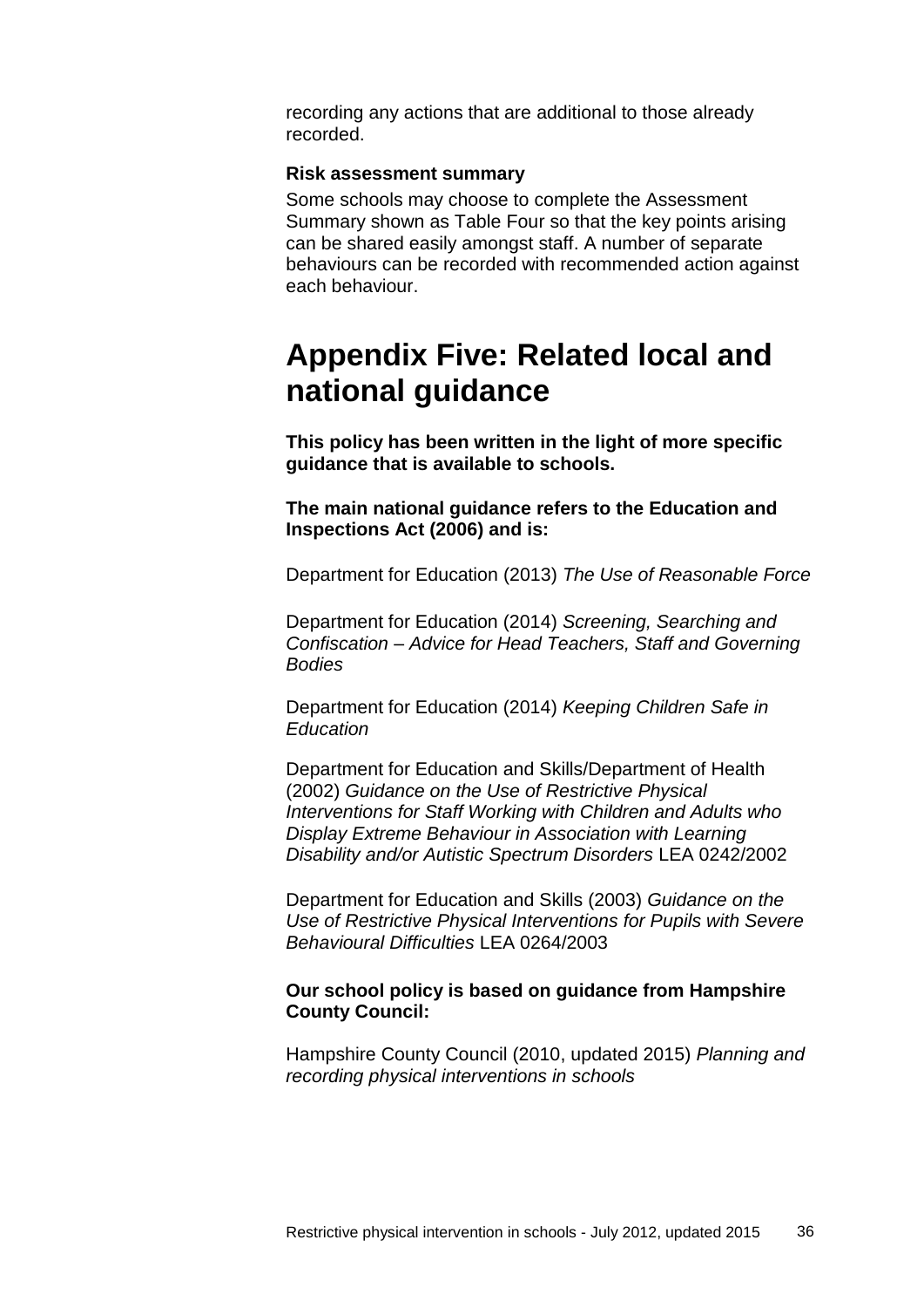recording any actions that are additional to those already recorded.

### Risk assessment summary

Some schools may choose to complete the Assessment Summary shown as Table Four so that the key points arising can be shared easily amongst staff. A number of separate behaviours can be recorded with recommended action against each behaviour.

# Appendix Five: Related local and national guidance

**This policy has been written in the light of more specific guidance that is available to schools.**

**The main national guidance refers to the Education and Inspections Act (2006) and is:**

Department for Education (2013) *The Use of Reasonable Force*

Department for Education (2014) *Screening, Searching and Confiscation – Advice for Head Teachers, Staff and Governing Bodies*

Department for Education (2014) *Keeping Children Safe in Education*

Department for Education and Skills/Department of Health (2002) *Guidance on the Use of Restrictive Physical Interventions for Staff Working with Children and Adults who Display Extreme Behaviour in Association with Learning Disability and/or Autistic Spectrum Disorders* LEA 0242/2002

Department for Education and Skills (2003) *Guidance on the Use of Restrictive Physical Interventions for Pupils with Severe Behavioural Difficulties* LEA 0264/2003

**Our school policy is based on guidance from Hampshire County Council:**

Hampshire County Council (2010, updated 2015) *Planning and recording physical interventions in schools*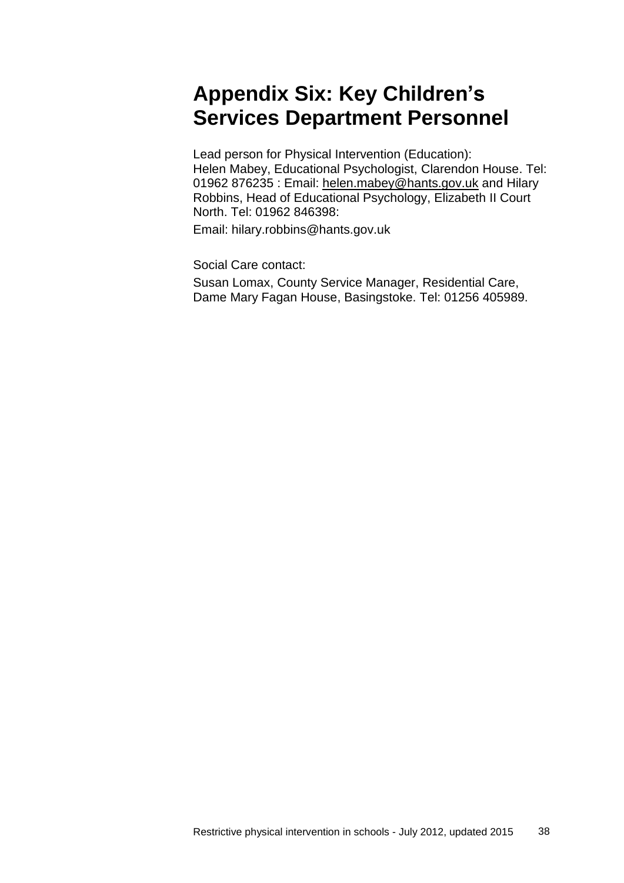# Appendix Six: Key Children's Services Department Personnel

Lead person for Physical Intervention (Education):
Helen Mabey, Educational Psychologist, Clarendon House. Tel: 01962 876235 : Email: helen.mabey@hants.gov.uk and Hilary Robbins, Head of Educational Psychology, Elizabeth II Court North. Tel: 01962 846398:

Email: hilary.robbins@hants.gov.uk

Social Care contact:

Susan Lomax, County Service Manager, Residential Care, Dame Mary Fagan House, Basingstoke. Tel: 01256 405989.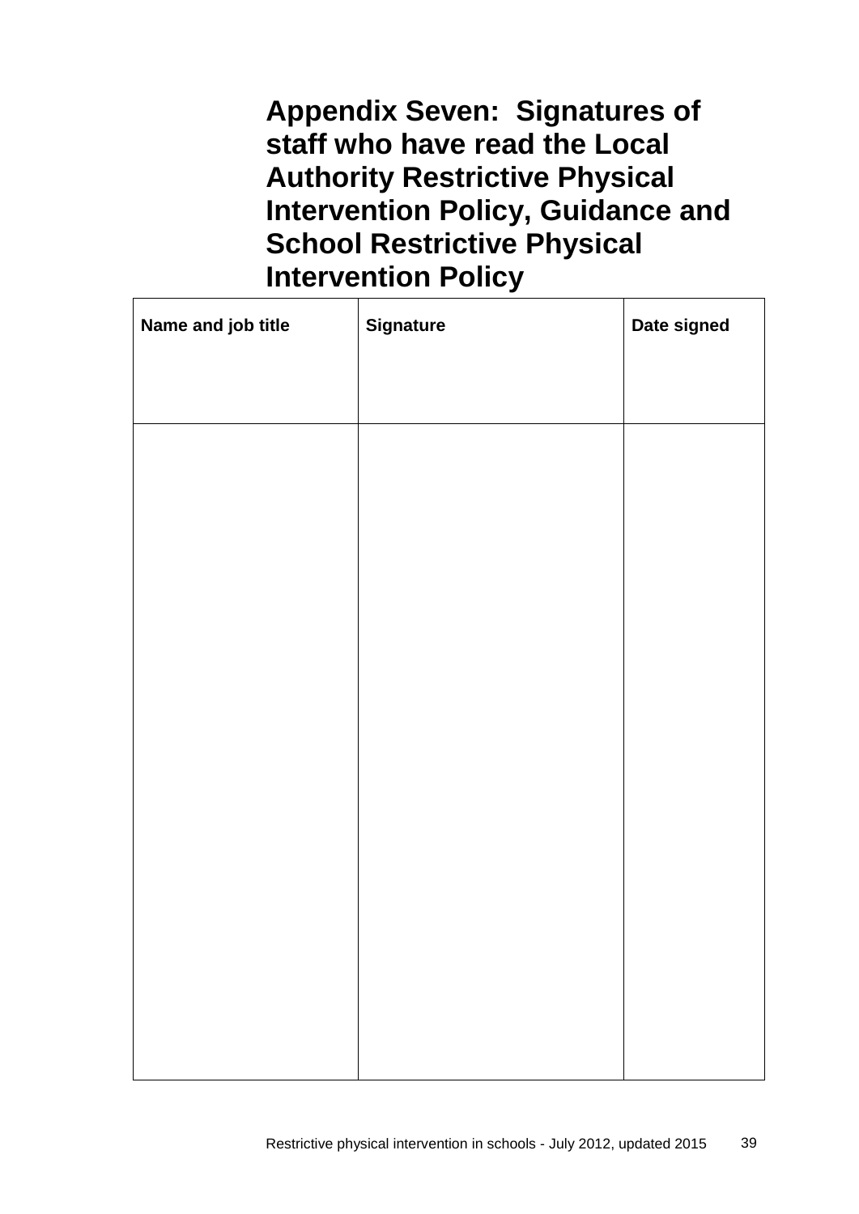# Appendix Seven: Signatures of staff who have read the Local Authority Restrictive Physical Intervention Policy, Guidance and School Restrictive Physical Intervention Policy

| Name and job title | Signature | Date signed |
|---|---|---|
| | | |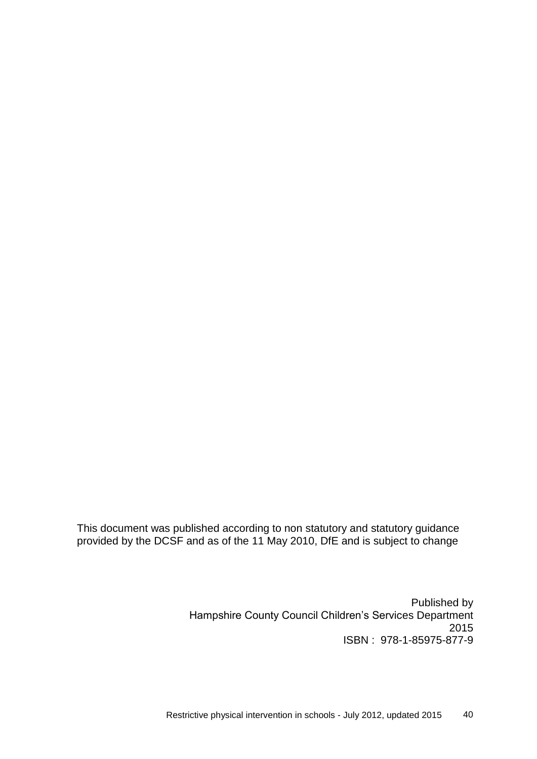This document was published according to non statutory and statutory guidance provided by the DCSF and as of the 11 May 2010, DfE and is subject to change

Published by
Hampshire County Council Children's Services Department
2015
ISBN : 978-1-85975-877-9